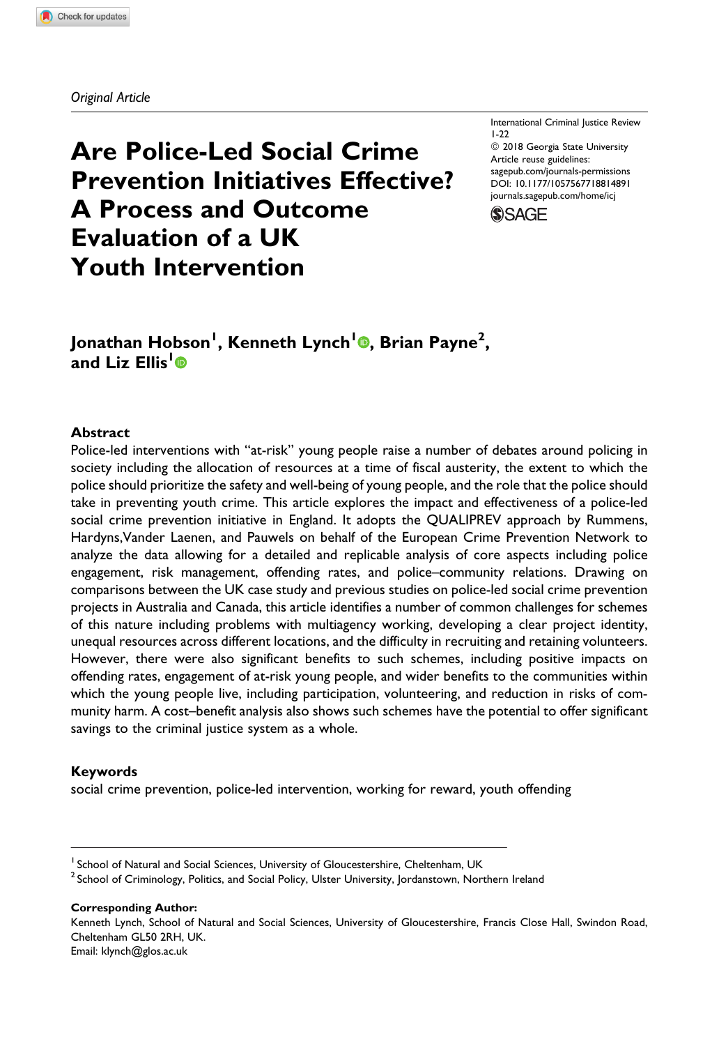*Original Article*

# Are Police-Led Social Crime Prevention Initiatives Effective? A Process and Outcome Evaluation of a UK Youth Intervention

International Criminal Justice Review
1-22
© 2018 Georgia State University
Article reuse guidelines:
sagepub.com/journals-permissions
DOI: 10.1177/1057567718814891
journals.sagepub.com/home/icj

**Jonathan Hobson[1], Kenneth Lynch[1], Brian Payne[2], and Liz Ellis[1]**

## Abstract

Police-led interventions with "at-risk" young people raise a number of debates around policing in society including the allocation of resources at a time of fiscal austerity, the extent to which the police should prioritize the safety and well-being of young people, and the role that the police should take in preventing youth crime. This article explores the impact and effectiveness of a police-led social crime prevention initiative in England. It adopts the QUALIPREV approach by Rummens, Hardyns, Vander Laenen, and Pauwels on behalf of the European Crime Prevention Network to analyze the data allowing for a detailed and replicable analysis of core aspects including police engagement, risk management, offending rates, and police–community relations. Drawing on comparisons between the UK case study and previous studies on police-led social crime prevention projects in Australia and Canada, this article identifies a number of common challenges for schemes of this nature including problems with multiagency working, developing a clear project identity, unequal resources across different locations, and the difficulty in recruiting and retaining volunteers. However, there were also significant benefits to such schemes, including positive impacts on offending rates, engagement of at-risk young people, and wider benefits to the communities within which the young people live, including participation, volunteering, and reduction in risks of community harm. A cost–benefit analysis also shows such schemes have the potential to offer significant savings to the criminal justice system as a whole.

## Keywords

social crime prevention, police-led intervention, working for reward, youth offending

---

[1] School of Natural and Social Sciences, University of Gloucestershire, Cheltenham, UK
[2] School of Criminology, Politics, and Social Policy, Ulster University, Jordanstown, Northern Ireland

**Corresponding Author:**
Kenneth Lynch, School of Natural and Social Sciences, University of Gloucestershire, Francis Close Hall, Swindon Road, Cheltenham GL50 2RH, UK.
Email: klynch@glos.ac.uk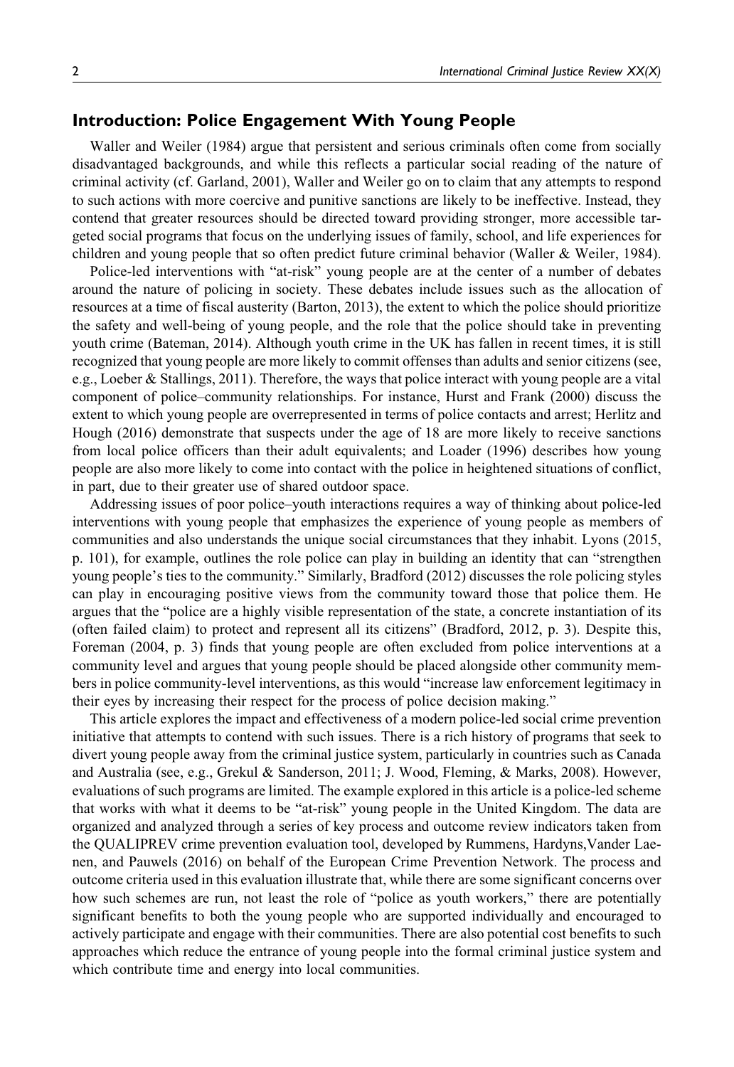## Introduction: Police Engagement With Young People

Waller and Weiler (1984) argue that persistent and serious criminals often come from socially disadvantaged backgrounds, and while this reflects a particular social reading of the nature of criminal activity (cf. Garland, 2001), Waller and Weiler go on to claim that any attempts to respond to such actions with more coercive and punitive sanctions are likely to be ineffective. Instead, they contend that greater resources should be directed toward providing stronger, more accessible targeted social programs that focus on the underlying issues of family, school, and life experiences for children and young people that so often predict future criminal behavior (Waller & Weiler, 1984).

Police-led interventions with "at-risk" young people are at the center of a number of debates around the nature of policing in society. These debates include issues such as the allocation of resources at a time of fiscal austerity (Barton, 2013), the extent to which the police should prioritize the safety and well-being of young people, and the role that the police should take in preventing youth crime (Bateman, 2014). Although youth crime in the UK has fallen in recent times, it is still recognized that young people are more likely to commit offenses than adults and senior citizens (see, e.g., Loeber & Stallings, 2011). Therefore, the ways that police interact with young people are a vital component of police–community relationships. For instance, Hurst and Frank (2000) discuss the extent to which young people are overrepresented in terms of police contacts and arrest; Herlitz and Hough (2016) demonstrate that suspects under the age of 18 are more likely to receive sanctions from local police officers than their adult equivalents; and Loader (1996) describes how young people are also more likely to come into contact with the police in heightened situations of conflict, in part, due to their greater use of shared outdoor space.

Addressing issues of poor police–youth interactions requires a way of thinking about police-led interventions with young people that emphasizes the experience of young people as members of communities and also understands the unique social circumstances that they inhabit. Lyons (2015, p. 101), for example, outlines the role police can play in building an identity that can "strengthen young people's ties to the community." Similarly, Bradford (2012) discusses the role policing styles can play in encouraging positive views from the community toward those that police them. He argues that the "police are a highly visible representation of the state, a concrete instantiation of its (often failed claim) to protect and represent all its citizens" (Bradford, 2012, p. 3). Despite this, Foreman (2004, p. 3) finds that young people are often excluded from police interventions at a community level and argues that young people should be placed alongside other community members in police community-level interventions, as this would "increase law enforcement legitimacy in their eyes by increasing their respect for the process of police decision making."

This article explores the impact and effectiveness of a modern police-led social crime prevention initiative that attempts to contend with such issues. There is a rich history of programs that seek to divert young people away from the criminal justice system, particularly in countries such as Canada and Australia (see, e.g., Grekul & Sanderson, 2011; J. Wood, Fleming, & Marks, 2008). However, evaluations of such programs are limited. The example explored in this article is a police-led scheme that works with what it deems to be "at-risk" young people in the United Kingdom. The data are organized and analyzed through a series of key process and outcome review indicators taken from the QUALIPREV crime prevention evaluation tool, developed by Rummens, Hardyns, Vander Laenen, and Pauwels (2016) on behalf of the European Crime Prevention Network. The process and outcome criteria used in this evaluation illustrate that, while there are some significant concerns over how such schemes are run, not least the role of "police as youth workers," there are potentially significant benefits to both the young people who are supported individually and encouraged to actively participate and engage with their communities. There are also potential cost benefits to such approaches which reduce the entrance of young people into the formal criminal justice system and which contribute time and energy into local communities.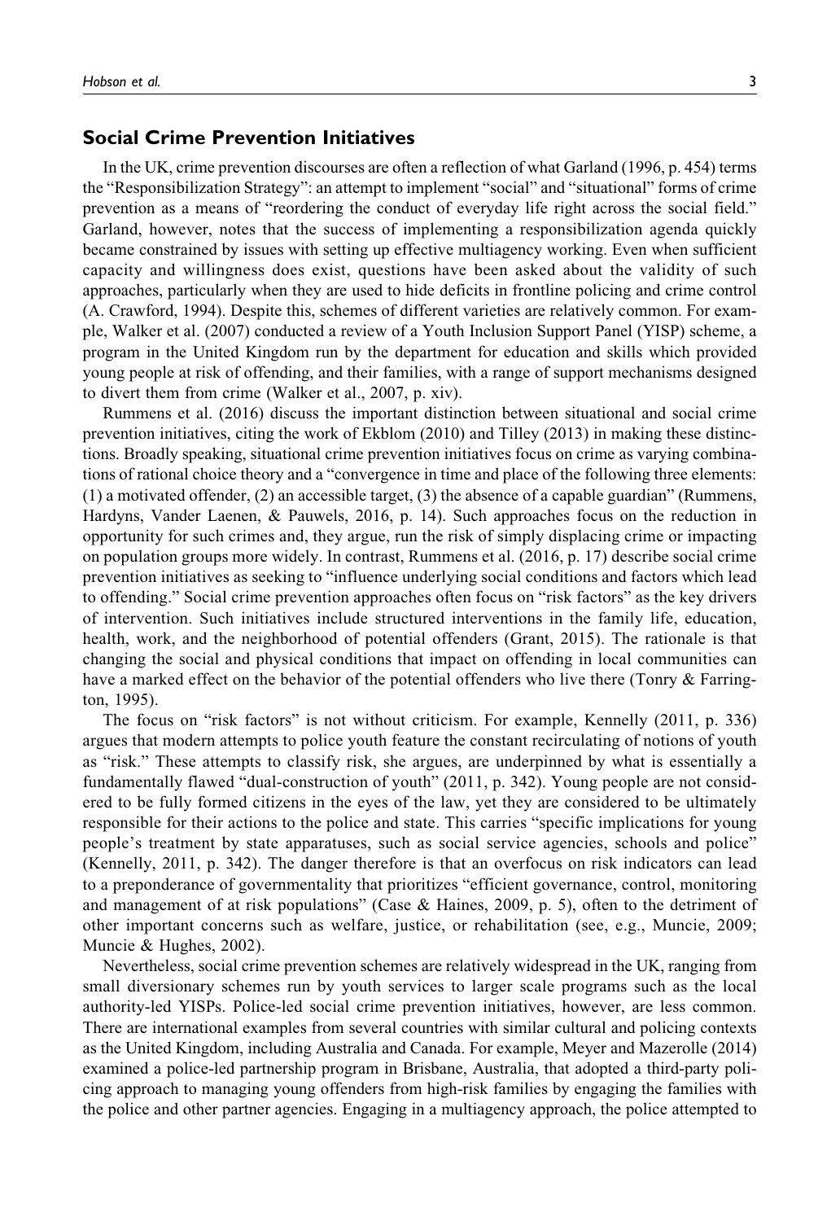## Social Crime Prevention Initiatives

In the UK, crime prevention discourses are often a reflection of what Garland (1996, p. 454) terms the "Responsibilization Strategy": an attempt to implement "social" and "situational" forms of crime prevention as a means of "reordering the conduct of everyday life right across the social field." Garland, however, notes that the success of implementing a responsibilization agenda quickly became constrained by issues with setting up effective multiagency working. Even when sufficient capacity and willingness does exist, questions have been asked about the validity of such approaches, particularly when they are used to hide deficits in frontline policing and crime control (A. Crawford, 1994). Despite this, schemes of different varieties are relatively common. For example, Walker et al. (2007) conducted a review of a Youth Inclusion Support Panel (YISP) scheme, a program in the United Kingdom run by the department for education and skills which provided young people at risk of offending, and their families, with a range of support mechanisms designed to divert them from crime (Walker et al., 2007, p. xiv).

Rummens et al. (2016) discuss the important distinction between situational and social crime prevention initiatives, citing the work of Ekblom (2010) and Tilley (2013) in making these distinctions. Broadly speaking, situational crime prevention initiatives focus on crime as varying combinations of rational choice theory and a "convergence in time and place of the following three elements: (1) a motivated offender, (2) an accessible target, (3) the absence of a capable guardian" (Rummens, Hardyns, Vander Laenen, & Pauwels, 2016, p. 14). Such approaches focus on the reduction in opportunity for such crimes and, they argue, run the risk of simply displacing crime or impacting on population groups more widely. In contrast, Rummens et al. (2016, p. 17) describe social crime prevention initiatives as seeking to "influence underlying social conditions and factors which lead to offending." Social crime prevention approaches often focus on "risk factors" as the key drivers of intervention. Such initiatives include structured interventions in the family life, education, health, work, and the neighborhood of potential offenders (Grant, 2015). The rationale is that changing the social and physical conditions that impact on offending in local communities can have a marked effect on the behavior of the potential offenders who live there (Tonry & Farrington, 1995).

The focus on "risk factors" is not without criticism. For example, Kennelly (2011, p. 336) argues that modern attempts to police youth feature the constant recirculating of notions of youth as "risk." These attempts to classify risk, she argues, are underpinned by what is essentially a fundamentally flawed "dual-construction of youth" (2011, p. 342). Young people are not considered to be fully formed citizens in the eyes of the law, yet they are considered to be ultimately responsible for their actions to the police and state. This carries "specific implications for young people's treatment by state apparatuses, such as social service agencies, schools and police" (Kennelly, 2011, p. 342). The danger therefore is that an overfocus on risk indicators can lead to a preponderance of governmentality that prioritizes "efficient governance, control, monitoring and management of at risk populations" (Case & Haines, 2009, p. 5), often to the detriment of other important concerns such as welfare, justice, or rehabilitation (see, e.g., Muncie, 2009; Muncie & Hughes, 2002).

Nevertheless, social crime prevention schemes are relatively widespread in the UK, ranging from small diversionary schemes run by youth services to larger scale programs such as the local authority-led YISPs. Police-led social crime prevention initiatives, however, are less common. There are international examples from several countries with similar cultural and policing contexts as the United Kingdom, including Australia and Canada. For example, Meyer and Mazerolle (2014) examined a police-led partnership program in Brisbane, Australia, that adopted a third-party policing approach to managing young offenders from high-risk families by engaging the families with the police and other partner agencies. Engaging in a multiagency approach, the police attempted to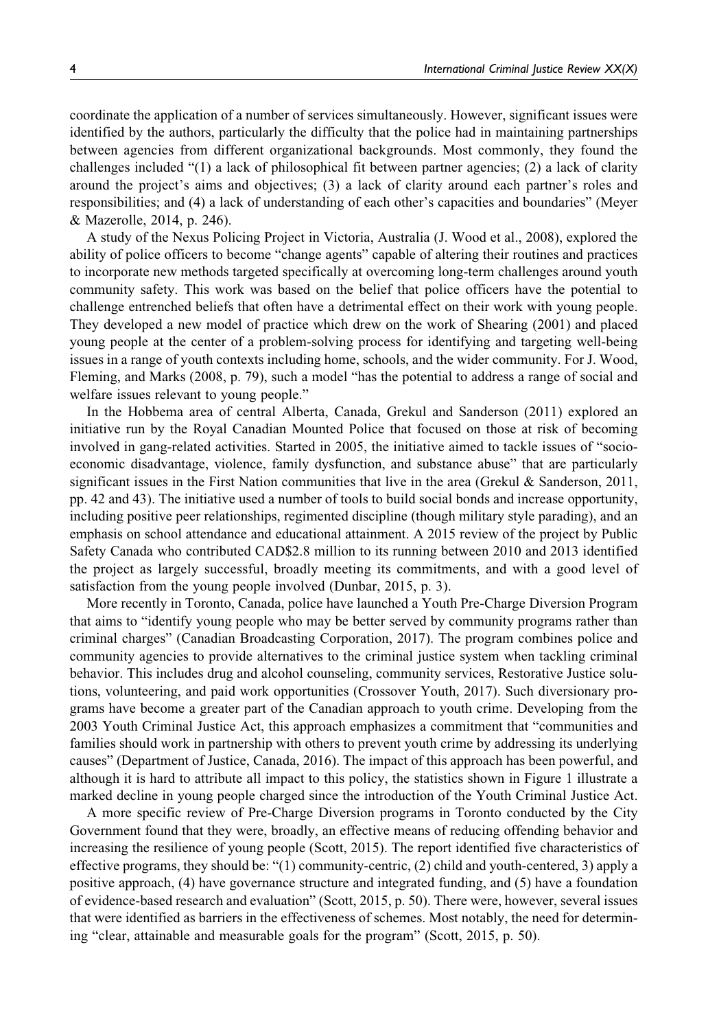coordinate the application of a number of services simultaneously. However, significant issues were identified by the authors, particularly the difficulty that the police had in maintaining partnerships between agencies from different organizational backgrounds. Most commonly, they found the challenges included "(1) a lack of philosophical fit between partner agencies; (2) a lack of clarity around the project's aims and objectives; (3) a lack of clarity around each partner's roles and responsibilities; and (4) a lack of understanding of each other's capacities and boundaries" (Meyer & Mazerolle, 2014, p. 246).

A study of the Nexus Policing Project in Victoria, Australia (J. Wood et al., 2008), explored the ability of police officers to become "change agents" capable of altering their routines and practices to incorporate new methods targeted specifically at overcoming long-term challenges around youth community safety. This work was based on the belief that police officers have the potential to challenge entrenched beliefs that often have a detrimental effect on their work with young people. They developed a new model of practice which drew on the work of Shearing (2001) and placed young people at the center of a problem-solving process for identifying and targeting well-being issues in a range of youth contexts including home, schools, and the wider community. For J. Wood, Fleming, and Marks (2008, p. 79), such a model "has the potential to address a range of social and welfare issues relevant to young people."

In the Hobbema area of central Alberta, Canada, Grekul and Sanderson (2011) explored an initiative run by the Royal Canadian Mounted Police that focused on those at risk of becoming involved in gang-related activities. Started in 2005, the initiative aimed to tackle issues of "socio-economic disadvantage, violence, family dysfunction, and substance abuse" that are particularly significant issues in the First Nation communities that live in the area (Grekul & Sanderson, 2011, pp. 42 and 43). The initiative used a number of tools to build social bonds and increase opportunity, including positive peer relationships, regimented discipline (though military style parading), and an emphasis on school attendance and educational attainment. A 2015 review of the project by Public Safety Canada who contributed CAD$2.8 million to its running between 2010 and 2013 identified the project as largely successful, broadly meeting its commitments, and with a good level of satisfaction from the young people involved (Dunbar, 2015, p. 3).

More recently in Toronto, Canada, police have launched a Youth Pre-Charge Diversion Program that aims to "identify young people who may be better served by community programs rather than criminal charges" (Canadian Broadcasting Corporation, 2017). The program combines police and community agencies to provide alternatives to the criminal justice system when tackling criminal behavior. This includes drug and alcohol counseling, community services, Restorative Justice solutions, volunteering, and paid work opportunities (Crossover Youth, 2017). Such diversionary programs have become a greater part of the Canadian approach to youth crime. Developing from the 2003 Youth Criminal Justice Act, this approach emphasizes a commitment that "communities and families should work in partnership with others to prevent youth crime by addressing its underlying causes" (Department of Justice, Canada, 2016). The impact of this approach has been powerful, and although it is hard to attribute all impact to this policy, the statistics shown in Figure 1 illustrate a marked decline in young people charged since the introduction of the Youth Criminal Justice Act.

A more specific review of Pre-Charge Diversion programs in Toronto conducted by the City Government found that they were, broadly, an effective means of reducing offending behavior and increasing the resilience of young people (Scott, 2015). The report identified five characteristics of effective programs, they should be: "(1) community-centric, (2) child and youth-centered, 3) apply a positive approach, (4) have governance structure and integrated funding, and (5) have a foundation of evidence-based research and evaluation" (Scott, 2015, p. 50). There were, however, several issues that were identified as barriers in the effectiveness of schemes. Most notably, the need for determining "clear, attainable and measurable goals for the program" (Scott, 2015, p. 50).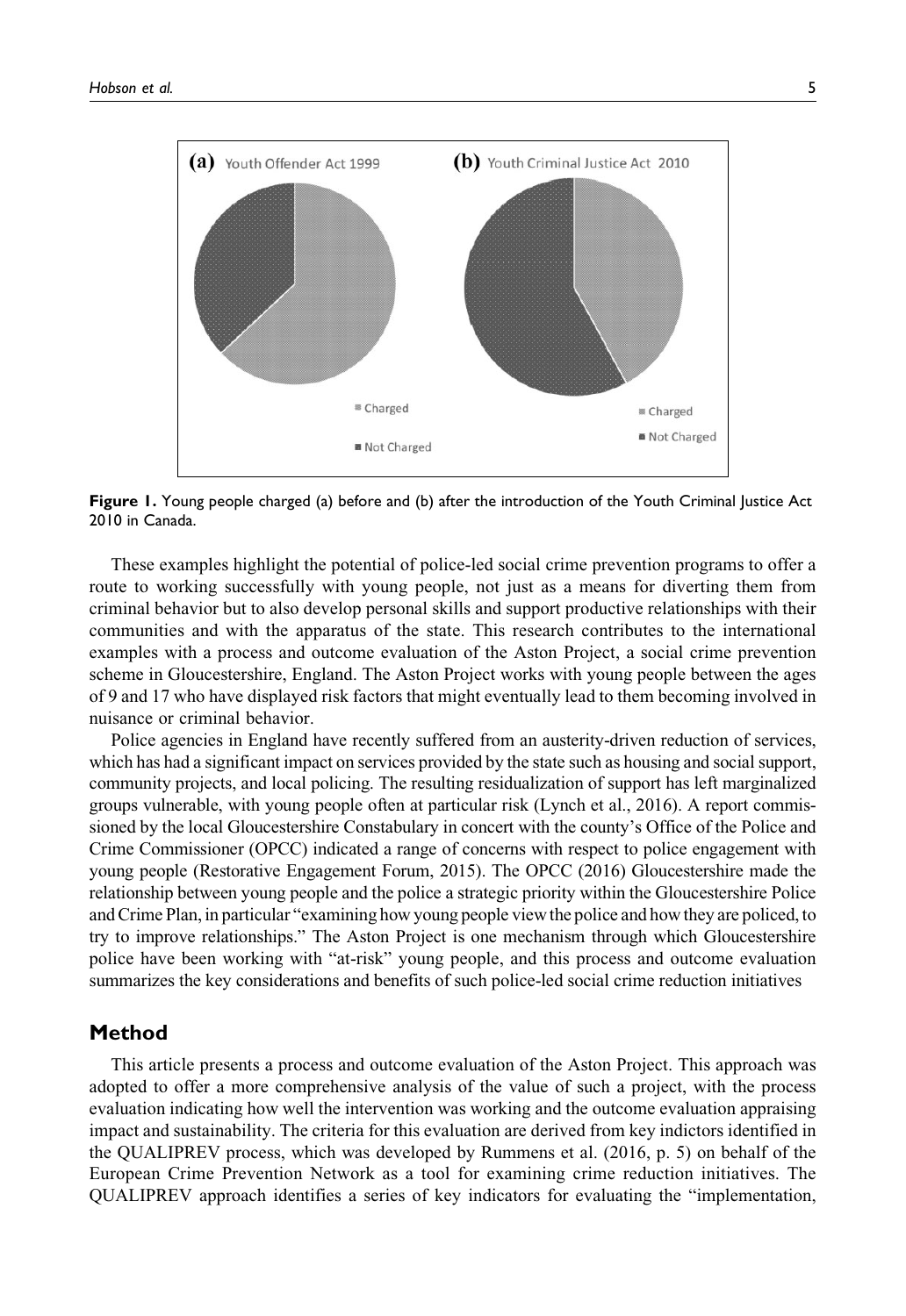**(a)** Youth Offender Act 1999

**(b)** Youth Criminal Justice Act 2010

Charged

Not Charged

**Figure 1.** Young people charged (a) before and (b) after the introduction of the Youth Criminal Justice Act 2010 in Canada.

These examples highlight the potential of police-led social crime prevention programs to offer a route to working successfully with young people, not just as a means for diverting them from criminal behavior but to also develop personal skills and support productive relationships with their communities and with the apparatus of the state. This research contributes to the international examples with a process and outcome evaluation of the Aston Project, a social crime prevention scheme in Gloucestershire, England. The Aston Project works with young people between the ages of 9 and 17 who have displayed risk factors that might eventually lead to them becoming involved in nuisance or criminal behavior.

Police agencies in England have recently suffered from an austerity-driven reduction of services, which has had a significant impact on services provided by the state such as housing and social support, community projects, and local policing. The resulting residualization of support has left marginalized groups vulnerable, with young people often at particular risk (Lynch et al., 2016). A report commissioned by the local Gloucestershire Constabulary in concert with the county's Office of the Police and Crime Commissioner (OPCC) indicated a range of concerns with respect to police engagement with young people (Restorative Engagement Forum, 2015). The OPCC (2016) Gloucestershire made the relationship between young people and the police a strategic priority within the Gloucestershire Police and Crime Plan, in particular "examining how young people view the police and how they are policed, to try to improve relationships." The Aston Project is one mechanism through which Gloucestershire police have been working with "at-risk" young people, and this process and outcome evaluation summarizes the key considerations and benefits of such police-led social crime reduction initiatives

## Method

This article presents a process and outcome evaluation of the Aston Project. This approach was adopted to offer a more comprehensive analysis of the value of such a project, with the process evaluation indicating how well the intervention was working and the outcome evaluation appraising impact and sustainability. The criteria for this evaluation are derived from key indictors identified in the QUALIPREV process, which was developed by Rummens et al. (2016, p. 5) on behalf of the European Crime Prevention Network as a tool for examining crime reduction initiatives. The QUALIPREV approach identifies a series of key indicators for evaluating the "implementation,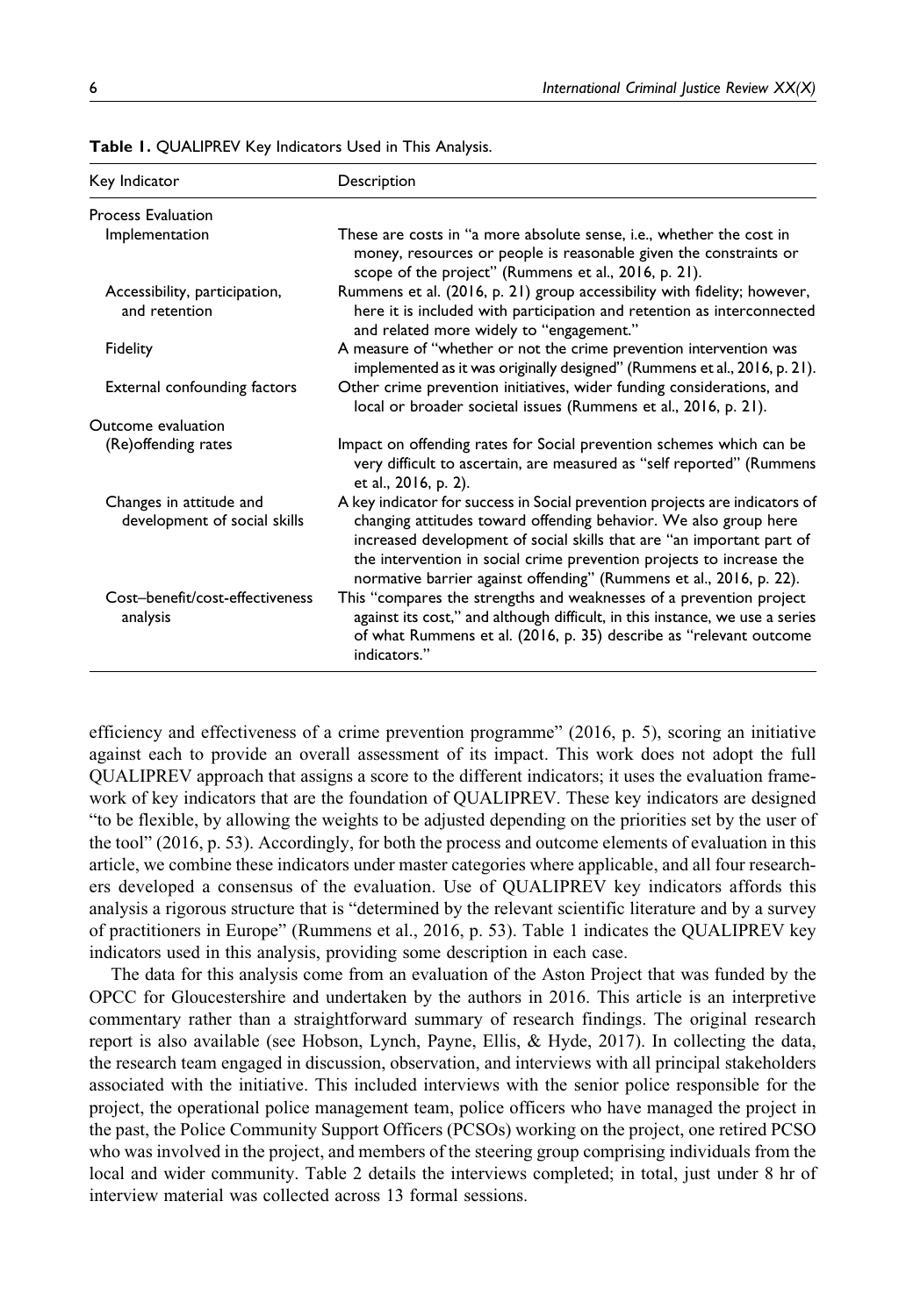**Table 1.** QUALIPREV Key Indicators Used in This Analysis.

| Key Indicator | Description |
|---|---|
| Process Evaluation | |
| Implementation | These are costs in "a more absolute sense, i.e., whether the cost in money, resources or people is reasonable given the constraints or scope of the project" (Rummens et al., 2016, p. 21). |
| Accessibility, participation, and retention | Rummens et al. (2016, p. 21) group accessibility with fidelity; however, here it is included with participation and retention as interconnected and related more widely to "engagement." |
| Fidelity | A measure of "whether or not the crime prevention intervention was implemented as it was originally designed" (Rummens et al., 2016, p. 21). |
| External confounding factors | Other crime prevention initiatives, wider funding considerations, and local or broader societal issues (Rummens et al., 2016, p. 21). |
| Outcome evaluation | |
| (Re)offending rates | Impact on offending rates for Social prevention schemes which can be very difficult to ascertain, are measured as "self reported" (Rummens et al., 2016, p. 2). |
| Changes in attitude and development of social skills | A key indicator for success in Social prevention projects are indicators of changing attitudes toward offending behavior. We also group here increased development of social skills that are "an important part of the intervention in social crime prevention projects to increase the normative barrier against offending" (Rummens et al., 2016, p. 22). |
| Cost–benefit/cost-effectiveness analysis | This "compares the strengths and weaknesses of a prevention project against its cost," and although difficult, in this instance, we use a series of what Rummens et al. (2016, p. 35) describe as "relevant outcome indicators." |

efficiency and effectiveness of a crime prevention programme" (2016, p. 5), scoring an initiative against each to provide an overall assessment of its impact. This work does not adopt the full QUALIPREV approach that assigns a score to the different indicators; it uses the evaluation framework of key indicators that are the foundation of QUALIPREV. These key indicators are designed "to be flexible, by allowing the weights to be adjusted depending on the priorities set by the user of the tool" (2016, p. 53). Accordingly, for both the process and outcome elements of evaluation in this article, we combine these indicators under master categories where applicable, and all four researchers developed a consensus of the evaluation. Use of QUALIPREV key indicators affords this analysis a rigorous structure that is "determined by the relevant scientific literature and by a survey of practitioners in Europe" (Rummens et al., 2016, p. 53). Table 1 indicates the QUALIPREV key indicators used in this analysis, providing some description in each case.

The data for this analysis come from an evaluation of the Aston Project that was funded by the OPCC for Gloucestershire and undertaken by the authors in 2016. This article is an interpretive commentary rather than a straightforward summary of research findings. The original research report is also available (see Hobson, Lynch, Payne, Ellis, & Hyde, 2017). In collecting the data, the research team engaged in discussion, observation, and interviews with all principal stakeholders associated with the initiative. This included interviews with the senior police responsible for the project, the operational police management team, police officers who have managed the project in the past, the Police Community Support Officers (PCSOs) working on the project, one retired PCSO who was involved in the project, and members of the steering group comprising individuals from the local and wider community. Table 2 details the interviews completed; in total, just under 8 hr of interview material was collected across 13 formal sessions.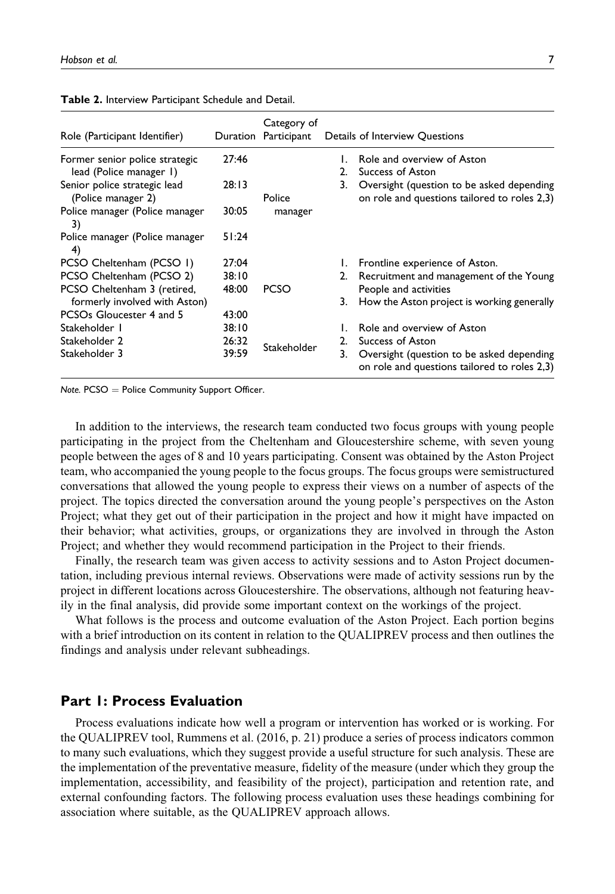**Table 2.** Interview Participant Schedule and Detail.

| Role (Participant Identifier) | Duration | Category of Participant | Details of Interview Questions |
|---|---|---|---|
| Former senior police strategic lead (Police manager 1) | 27:46 | Police manager | 1. Role and overview of Aston<br>2. Success of Aston<br>3. Oversight (question to be asked depending on role and questions tailored to roles 2,3) |
| Senior police strategic lead (Police manager 2) | 28:13 | | |
| Police manager (Police manager 3) | 30:05 | | |
| Police manager (Police manager 4) | 51:24 | | |
| PCSO Cheltenham (PCSO 1) | 27:04 | PCSO | 1. Frontline experience of Aston.<br>2. Recruitment and management of the Young People and activities<br>3. How the Aston project is working generally |
| PCSO Cheltenham (PCSO 2) | 38:10 | | |
| PCSO Cheltenham 3 (retired, formerly involved with Aston) | 48:00 | | |
| PCSOs Gloucester 4 and 5 | 43:00 | | |
| Stakeholder 1 | 38:10 | Stakeholder | 1. Role and overview of Aston<br>2. Success of Aston<br>3. Oversight (question to be asked depending on role and questions tailored to roles 2,3) |
| Stakeholder 2 | 26:32 | | |
| Stakeholder 3 | 39:59 | | |

*Note.* PCSO = Police Community Support Officer.

In addition to the interviews, the research team conducted two focus groups with young people participating in the project from the Cheltenham and Gloucestershire scheme, with seven young people between the ages of 8 and 10 years participating. Consent was obtained by the Aston Project team, who accompanied the young people to the focus groups. The focus groups were semistructured conversations that allowed the young people to express their views on a number of aspects of the project. The topics directed the conversation around the young people's perspectives on the Aston Project; what they get out of their participation in the project and how it might have impacted on their behavior; what activities, groups, or organizations they are involved in through the Aston Project; and whether they would recommend participation in the Project to their friends.

Finally, the research team was given access to activity sessions and to Aston Project documentation, including previous internal reviews. Observations were made of activity sessions run by the project in different locations across Gloucestershire. The observations, although not featuring heavily in the final analysis, did provide some important context on the workings of the project.

What follows is the process and outcome evaluation of the Aston Project. Each portion begins with a brief introduction on its content in relation to the QUALIPREV process and then outlines the findings and analysis under relevant subheadings.

## Part 1: Process Evaluation

Process evaluations indicate how well a program or intervention has worked or is working. For the QUALIPREV tool, Rummens et al. (2016, p. 21) produce a series of process indicators common to many such evaluations, which they suggest provide a useful structure for such analysis. These are the implementation of the preventative measure, fidelity of the measure (under which they group the implementation, accessibility, and feasibility of the project), participation and retention rate, and external confounding factors. The following process evaluation uses these headings combining for association where suitable, as the QUALIPREV approach allows.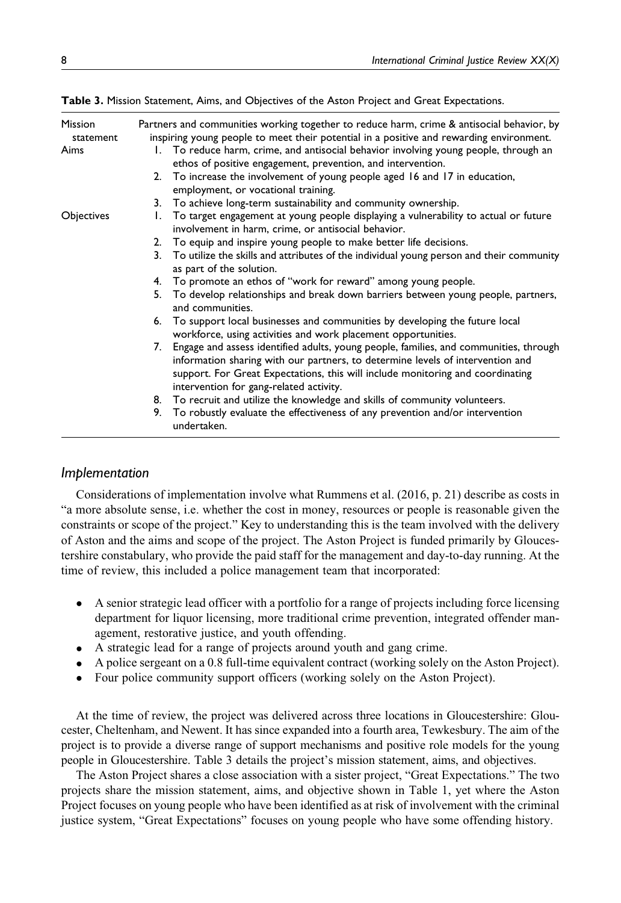**Table 3.** Mission Statement, Aims, and Objectives of the Aston Project and Great Expectations.

| | |
|---|---|
| Mission statement | Partners and communities working together to reduce harm, crime & antisocial behavior, by inspiring young people to meet their potential in a positive and rewarding environment. |
| Aims | 1. To reduce harm, crime, and antisocial behavior involving young people, through an ethos of positive engagement, prevention, and intervention.<br>2. To increase the involvement of young people aged 16 and 17 in education, employment, or vocational training.<br>3. To achieve long-term sustainability and community ownership. |
| Objectives | 1. To target engagement at young people displaying a vulnerability to actual or future involvement in harm, crime, or antisocial behavior.<br>2. To equip and inspire young people to make better life decisions.<br>3. To utilize the skills and attributes of the individual young person and their community as part of the solution.<br>4. To promote an ethos of "work for reward" among young people.<br>5. To develop relationships and break down barriers between young people, partners, and communities.<br>6. To support local businesses and communities by developing the future local workforce, using activities and work placement opportunities.<br>7. Engage and assess identified adults, young people, families, and communities, through information sharing with our partners, to determine levels of intervention and support. For Great Expectations, this will include monitoring and coordinating intervention for gang-related activity.<br>8. To recruit and utilize the knowledge and skills of community volunteers.<br>9. To robustly evaluate the effectiveness of any prevention and/or intervention undertaken. |

### Implementation

Considerations of implementation involve what Rummens et al. (2016, p. 21) describe as costs in "a more absolute sense, i.e. whether the cost in money, resources or people is reasonable given the constraints or scope of the project." Key to understanding this is the team involved with the delivery of Aston and the aims and scope of the project. The Aston Project is funded primarily by Gloucestershire constabulary, who provide the paid staff for the management and day-to-day running. At the time of review, this included a police management team that incorporated:

- A senior strategic lead officer with a portfolio for a range of projects including force licensing department for liquor licensing, more traditional crime prevention, integrated offender management, restorative justice, and youth offending.
- A strategic lead for a range of projects around youth and gang crime.
- A police sergeant on a 0.8 full-time equivalent contract (working solely on the Aston Project).
- Four police community support officers (working solely on the Aston Project).

At the time of review, the project was delivered across three locations in Gloucestershire: Gloucester, Cheltenham, and Newent. It has since expanded into a fourth area, Tewkesbury. The aim of the project is to provide a diverse range of support mechanisms and positive role models for the young people in Gloucestershire. Table 3 details the project's mission statement, aims, and objectives.

The Aston Project shares a close association with a sister project, "Great Expectations." The two projects share the mission statement, aims, and objective shown in Table 1, yet where the Aston Project focuses on young people who have been identified as at risk of involvement with the criminal justice system, "Great Expectations" focuses on young people who have some offending history.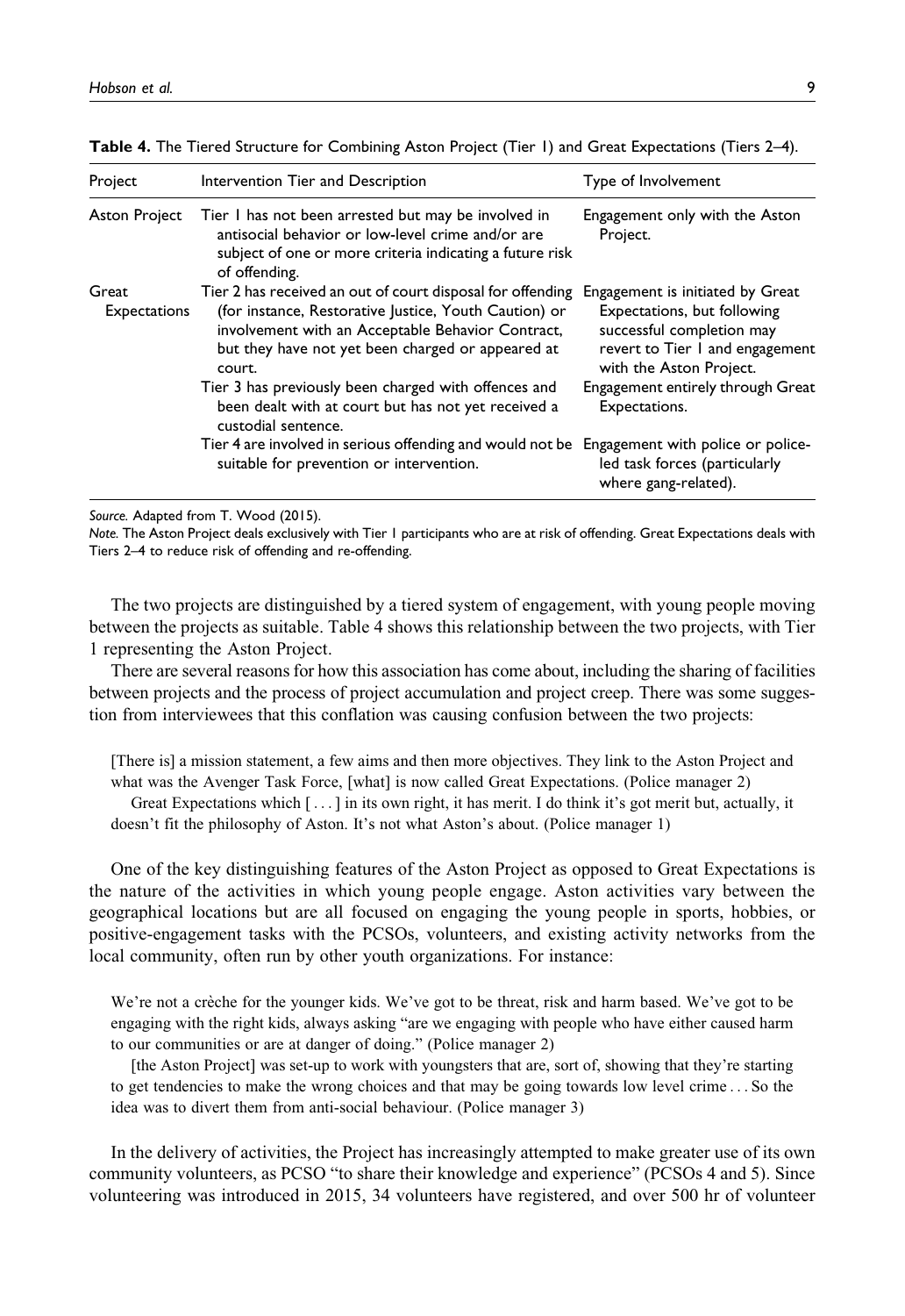**Table 4.** The Tiered Structure for Combining Aston Project (Tier 1) and Great Expectations (Tiers 2–4).

| Project | Intervention Tier and Description | Type of Involvement |
|---|---|---|
| Aston Project | Tier 1 has not been arrested but may be involved in antisocial behavior or low-level crime and/or are subject of one or more criteria indicating a future risk of offending. | Engagement only with the Aston Project. |
| Great Expectations | Tier 2 has received an out of court disposal for offending (for instance, Restorative Justice, Youth Caution) or involvement with an Acceptable Behavior Contract, but they have not yet been charged or appeared at court. | Engagement is initiated by Great Expectations, but following successful completion may revert to Tier 1 and engagement with the Aston Project. |
| | Tier 3 has previously been charged with offences and been dealt with at court but has not yet received a custodial sentence. | Engagement entirely through Great Expectations. |
| | Tier 4 are involved in serious offending and would not be suitable for prevention or intervention. | Engagement with police or police-led task forces (particularly where gang-related). |

*Source.* Adapted from T. Wood (2015).

*Note.* The Aston Project deals exclusively with Tier 1 participants who are at risk of offending. Great Expectations deals with Tiers 2–4 to reduce risk of offending and re-offending.

The two projects are distinguished by a tiered system of engagement, with young people moving between the projects as suitable. Table 4 shows this relationship between the two projects, with Tier 1 representing the Aston Project.

There are several reasons for how this association has come about, including the sharing of facilities between projects and the process of project accumulation and project creep. There was some suggestion from interviewees that this conflation was causing confusion between the two projects:

> [There is] a mission statement, a few aims and then more objectives. They link to the Aston Project and what was the Avenger Task Force, [what] is now called Great Expectations. (Police manager 2)
>
> Great Expectations which [ . . . ] in its own right, it has merit. I do think it's got merit but, actually, it doesn't fit the philosophy of Aston. It's not what Aston's about. (Police manager 1)

One of the key distinguishing features of the Aston Project as opposed to Great Expectations is the nature of the activities in which young people engage. Aston activities vary between the geographical locations but are all focused on engaging the young people in sports, hobbies, or positive-engagement tasks with the PCSOs, volunteers, and existing activity networks from the local community, often run by other youth organizations. For instance:

> We're not a crèche for the younger kids. We've got to be threat, risk and harm based. We've got to be engaging with the right kids, always asking "are we engaging with people who have either caused harm to our communities or are at danger of doing." (Police manager 2)
>
> [the Aston Project] was set-up to work with youngsters that are, sort of, showing that they're starting to get tendencies to make the wrong choices and that may be going towards low level crime . . . So the idea was to divert them from anti-social behaviour. (Police manager 3)

In the delivery of activities, the Project has increasingly attempted to make greater use of its own community volunteers, as PCSO "to share their knowledge and experience" (PCSOs 4 and 5). Since volunteering was introduced in 2015, 34 volunteers have registered, and over 500 hr of volunteer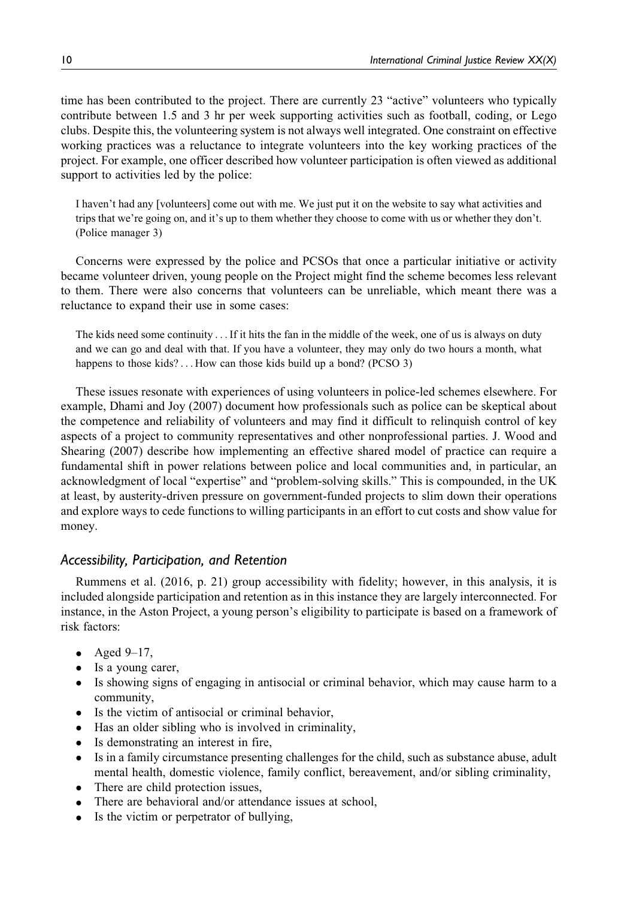time has been contributed to the project. There are currently 23 "active" volunteers who typically contribute between 1.5 and 3 hr per week supporting activities such as football, coding, or Lego clubs. Despite this, the volunteering system is not always well integrated. One constraint on effective working practices was a reluctance to integrate volunteers into the key working practices of the project. For example, one officer described how volunteer participation is often viewed as additional support to activities led by the police:

> I haven't had any [volunteers] come out with me. We just put it on the website to say what activities and trips that we're going on, and it's up to them whether they choose to come with us or whether they don't. (Police manager 3)

Concerns were expressed by the police and PCSOs that once a particular initiative or activity became volunteer driven, young people on the Project might find the scheme becomes less relevant to them. There were also concerns that volunteers can be unreliable, which meant there was a reluctance to expand their use in some cases:

> The kids need some continuity . . . If it hits the fan in the middle of the week, one of us is always on duty and we can go and deal with that. If you have a volunteer, they may only do two hours a month, what happens to those kids? . . . How can those kids build up a bond? (PCSO 3)

These issues resonate with experiences of using volunteers in police-led schemes elsewhere. For example, Dhami and Joy (2007) document how professionals such as police can be skeptical about the competence and reliability of volunteers and may find it difficult to relinquish control of key aspects of a project to community representatives and other nonprofessional parties. J. Wood and Shearing (2007) describe how implementing an effective shared model of practice can require a fundamental shift in power relations between police and local communities and, in particular, an acknowledgment of local "expertise" and "problem-solving skills." This is compounded, in the UK at least, by austerity-driven pressure on government-funded projects to slim down their operations and explore ways to cede functions to willing participants in an effort to cut costs and show value for money.

### *Accessibility, Participation, and Retention*

Rummens et al. (2016, p. 21) group accessibility with fidelity; however, in this analysis, it is included alongside participation and retention as in this instance they are largely interconnected. For instance, in the Aston Project, a young person's eligibility to participate is based on a framework of risk factors:

- Aged 9–17,
- Is a young carer,
- Is showing signs of engaging in antisocial or criminal behavior, which may cause harm to a community,
- Is the victim of antisocial or criminal behavior,
- Has an older sibling who is involved in criminality,
- Is demonstrating an interest in fire,
- Is in a family circumstance presenting challenges for the child, such as substance abuse, adult mental health, domestic violence, family conflict, bereavement, and/or sibling criminality,
- There are child protection issues,
- There are behavioral and/or attendance issues at school,
- Is the victim or perpetrator of bullying,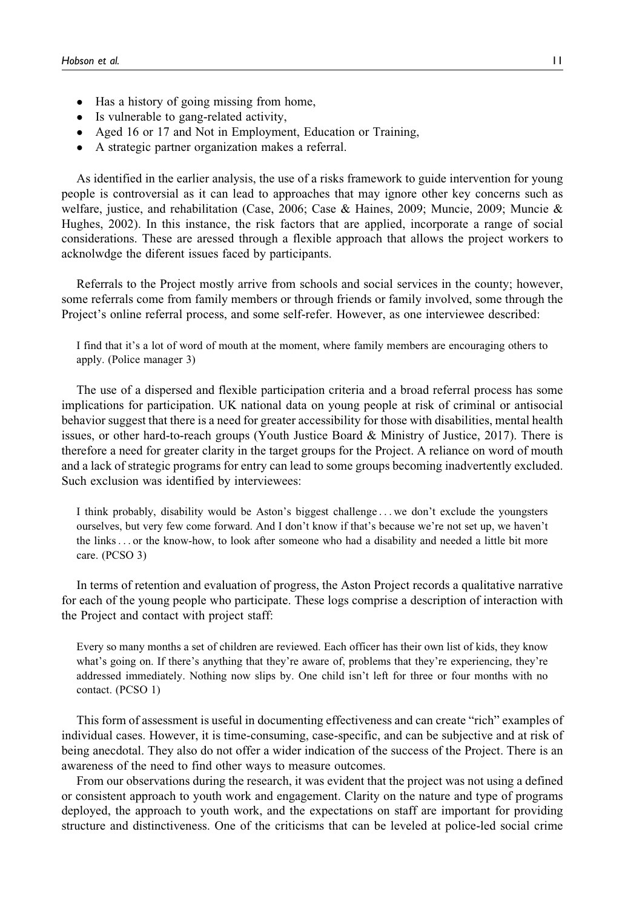- Has a history of going missing from home,
- Is vulnerable to gang-related activity,
- Aged 16 or 17 and Not in Employment, Education or Training,
- A strategic partner organization makes a referral.

As identified in the earlier analysis, the use of a risks framework to guide intervention for young people is controversial as it can lead to approaches that may ignore other key concerns such as welfare, justice, and rehabilitation (Case, 2006; Case & Haines, 2009; Muncie, 2009; Muncie & Hughes, 2002). In this instance, the risk factors that are applied, incorporate a range of social considerations. These are aressed through a flexible approach that allows the project workers to acknolwdge the diferent issues faced by participants.

Referrals to the Project mostly arrive from schools and social services in the county; however, some referrals come from family members or through friends or family involved, some through the Project's online referral process, and some self-refer. However, as one interviewee described:

> I find that it's a lot of word of mouth at the moment, where family members are encouraging others to apply. (Police manager 3)

The use of a dispersed and flexible participation criteria and a broad referral process has some implications for participation. UK national data on young people at risk of criminal or antisocial behavior suggest that there is a need for greater accessibility for those with disabilities, mental health issues, or other hard-to-reach groups (Youth Justice Board & Ministry of Justice, 2017). There is therefore a need for greater clarity in the target groups for the Project. A reliance on word of mouth and a lack of strategic programs for entry can lead to some groups becoming inadvertently excluded. Such exclusion was identified by interviewees:

> I think probably, disability would be Aston's biggest challenge . . . we don't exclude the youngsters ourselves, but very few come forward. And I don't know if that's because we're not set up, we haven't the links . . . or the know-how, to look after someone who had a disability and needed a little bit more care. (PCSO 3)

In terms of retention and evaluation of progress, the Aston Project records a qualitative narrative for each of the young people who participate. These logs comprise a description of interaction with the Project and contact with project staff:

> Every so many months a set of children are reviewed. Each officer has their own list of kids, they know what's going on. If there's anything that they're aware of, problems that they're experiencing, they're addressed immediately. Nothing now slips by. One child isn't left for three or four months with no contact. (PCSO 1)

This form of assessment is useful in documenting effectiveness and can create "rich" examples of individual cases. However, it is time-consuming, case-specific, and can be subjective and at risk of being anecdotal. They also do not offer a wider indication of the success of the Project. There is an awareness of the need to find other ways to measure outcomes.

From our observations during the research, it was evident that the project was not using a defined or consistent approach to youth work and engagement. Clarity on the nature and type of programs deployed, the approach to youth work, and the expectations on staff are important for providing structure and distinctiveness. One of the criticisms that can be leveled at police-led social crime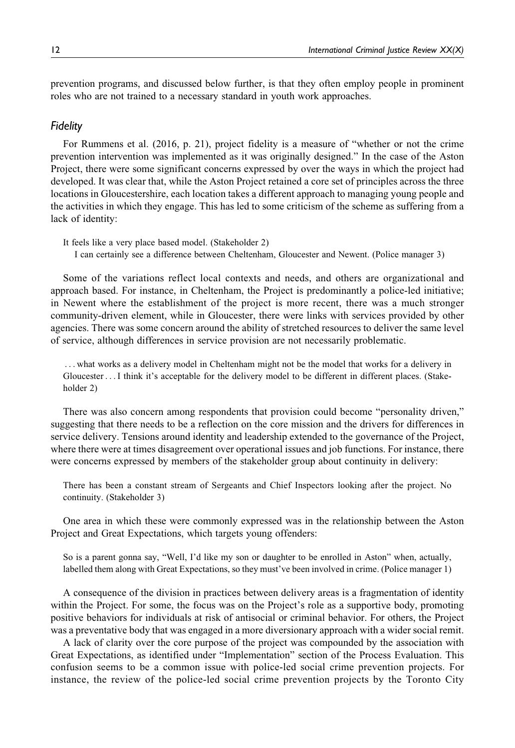prevention programs, and discussed below further, is that they often employ people in prominent roles who are not trained to a necessary standard in youth work approaches.

### *Fidelity*

For Rummens et al. (2016, p. 21), project fidelity is a measure of "whether or not the crime prevention intervention was implemented as it was originally designed." In the case of the Aston Project, there were some significant concerns expressed by over the ways in which the project had developed. It was clear that, while the Aston Project retained a core set of principles across the three locations in Gloucestershire, each location takes a different approach to managing young people and the activities in which they engage. This has led to some criticism of the scheme as suffering from a lack of identity:

> It feels like a very place based model. (Stakeholder 2)
>
> I can certainly see a difference between Cheltenham, Gloucester and Newent. (Police manager 3)

Some of the variations reflect local contexts and needs, and others are organizational and approach based. For instance, in Cheltenham, the Project is predominantly a police-led initiative; in Newent where the establishment of the project is more recent, there was a much stronger community-driven element, while in Gloucester, there were links with services provided by other agencies. There was some concern around the ability of stretched resources to deliver the same level of service, although differences in service provision are not necessarily problematic.

> ...what works as a delivery model in Cheltenham might not be the model that works for a delivery in Gloucester... I think it's acceptable for the delivery model to be different in different places. (Stakeholder 2)

There was also concern among respondents that provision could become "personality driven," suggesting that there needs to be a reflection on the core mission and the drivers for differences in service delivery. Tensions around identity and leadership extended to the governance of the Project, where there were at times disagreement over operational issues and job functions. For instance, there were concerns expressed by members of the stakeholder group about continuity in delivery:

> There has been a constant stream of Sergeants and Chief Inspectors looking after the project. No continuity. (Stakeholder 3)

One area in which these were commonly expressed was in the relationship between the Aston Project and Great Expectations, which targets young offenders:

> So is a parent gonna say, "Well, I'd like my son or daughter to be enrolled in Aston" when, actually, labelled them along with Great Expectations, so they must've been involved in crime. (Police manager 1)

A consequence of the division in practices between delivery areas is a fragmentation of identity within the Project. For some, the focus was on the Project's role as a supportive body, promoting positive behaviors for individuals at risk of antisocial or criminal behavior. For others, the Project was a preventative body that was engaged in a more diversionary approach with a wider social remit.

A lack of clarity over the core purpose of the project was compounded by the association with Great Expectations, as identified under "Implementation" section of the Process Evaluation. This confusion seems to be a common issue with police-led social crime prevention projects. For instance, the review of the police-led social crime prevention projects by the Toronto City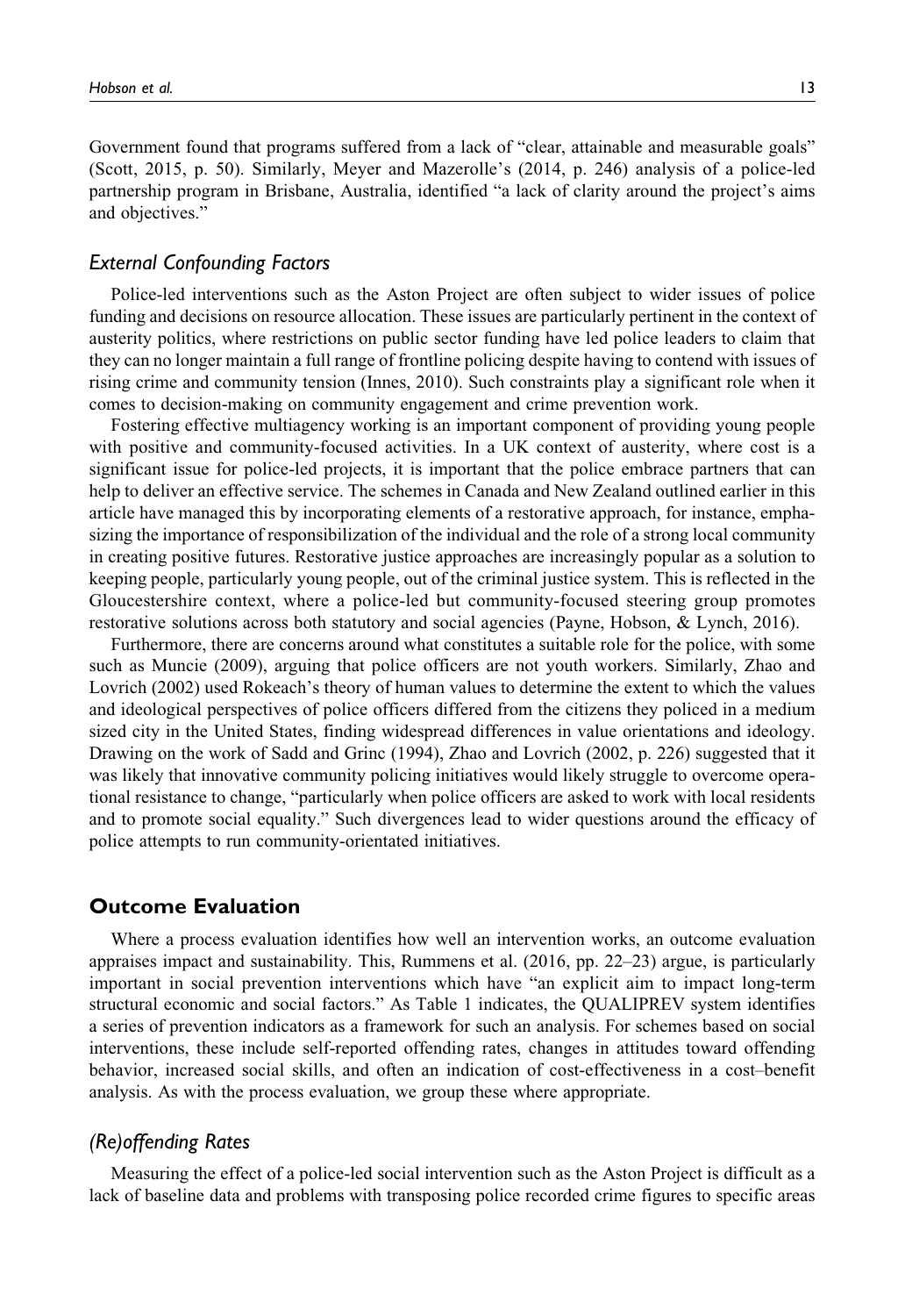Government found that programs suffered from a lack of "clear, attainable and measurable goals" (Scott, 2015, p. 50). Similarly, Meyer and Mazerolle's (2014, p. 246) analysis of a police-led partnership program in Brisbane, Australia, identified "a lack of clarity around the project's aims and objectives."

### *External Confounding Factors*

Police-led interventions such as the Aston Project are often subject to wider issues of police funding and decisions on resource allocation. These issues are particularly pertinent in the context of austerity politics, where restrictions on public sector funding have led police leaders to claim that they can no longer maintain a full range of frontline policing despite having to contend with issues of rising crime and community tension (Innes, 2010). Such constraints play a significant role when it comes to decision-making on community engagement and crime prevention work.

Fostering effective multiagency working is an important component of providing young people with positive and community-focused activities. In a UK context of austerity, where cost is a significant issue for police-led projects, it is important that the police embrace partners that can help to deliver an effective service. The schemes in Canada and New Zealand outlined earlier in this article have managed this by incorporating elements of a restorative approach, for instance, emphasizing the importance of responsibilization of the individual and the role of a strong local community in creating positive futures. Restorative justice approaches are increasingly popular as a solution to keeping people, particularly young people, out of the criminal justice system. This is reflected in the Gloucestershire context, where a police-led but community-focused steering group promotes restorative solutions across both statutory and social agencies (Payne, Hobson, & Lynch, 2016).

Furthermore, there are concerns around what constitutes a suitable role for the police, with some such as Muncie (2009), arguing that police officers are not youth workers. Similarly, Zhao and Lovrich (2002) used Rokeach's theory of human values to determine the extent to which the values and ideological perspectives of police officers differed from the citizens they policed in a medium sized city in the United States, finding widespread differences in value orientations and ideology. Drawing on the work of Sadd and Grinc (1994), Zhao and Lovrich (2002, p. 226) suggested that it was likely that innovative community policing initiatives would likely struggle to overcome operational resistance to change, "particularly when police officers are asked to work with local residents and to promote social equality." Such divergences lead to wider questions around the efficacy of police attempts to run community-orientated initiatives.

## Outcome Evaluation

Where a process evaluation identifies how well an intervention works, an outcome evaluation appraises impact and sustainability. This, Rummens et al. (2016, pp. 22–23) argue, is particularly important in social prevention interventions which have "an explicit aim to impact long-term structural economic and social factors." As Table 1 indicates, the QUALIPREV system identifies a series of prevention indicators as a framework for such an analysis. For schemes based on social interventions, these include self-reported offending rates, changes in attitudes toward offending behavior, increased social skills, and often an indication of cost-effectiveness in a cost–benefit analysis. As with the process evaluation, we group these where appropriate.

### *(Re)offending Rates*

Measuring the effect of a police-led social intervention such as the Aston Project is difficult as a lack of baseline data and problems with transposing police recorded crime figures to specific areas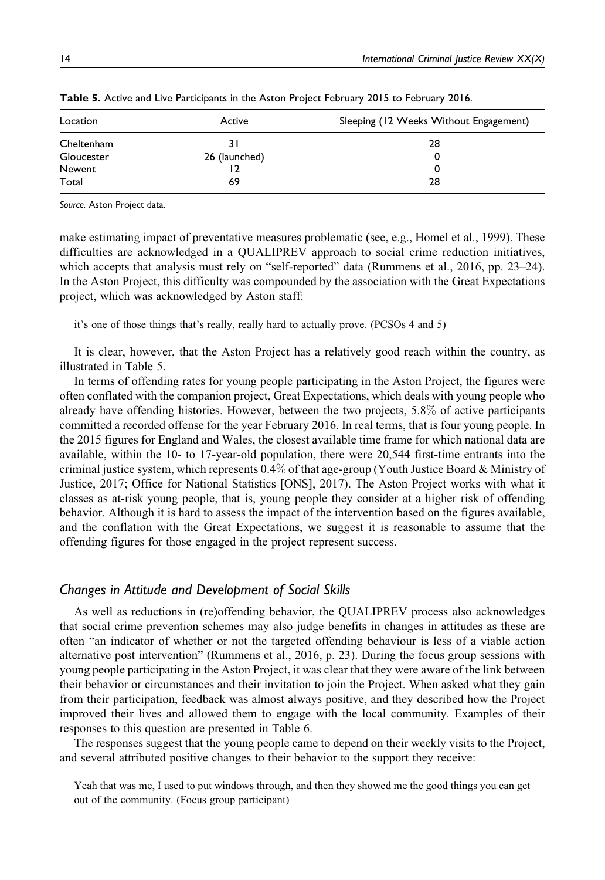**Table 5.** Active and Live Participants in the Aston Project February 2015 to February 2016.

| Location | Active | Sleeping (12 Weeks Without Engagement) |
|---|---|---|
| Cheltenham | 31 | 28 |
| Gloucester | 26 (launched) | 0 |
| Newent | 12 | 0 |
| Total | 69 | 28 |

*Source.* Aston Project data.

make estimating impact of preventative measures problematic (see, e.g., Homel et al., 1999). These difficulties are acknowledged in a QUALIPREV approach to social crime reduction initiatives, which accepts that analysis must rely on "self-reported" data (Rummens et al., 2016, pp. 23–24). In the Aston Project, this difficulty was compounded by the association with the Great Expectations project, which was acknowledged by Aston staff:

> it's one of those things that's really, really hard to actually prove. (PCSOs 4 and 5)

It is clear, however, that the Aston Project has a relatively good reach within the country, as illustrated in Table 5.

In terms of offending rates for young people participating in the Aston Project, the figures were often conflated with the companion project, Great Expectations, which deals with young people who already have offending histories. However, between the two projects, 5.8% of active participants committed a recorded offense for the year February 2016. In real terms, that is four young people. In the 2015 figures for England and Wales, the closest available time frame for which national data are available, within the 10- to 17-year-old population, there were 20,544 first-time entrants into the criminal justice system, which represents 0.4% of that age-group (Youth Justice Board & Ministry of Justice, 2017; Office for National Statistics [ONS], 2017). The Aston Project works with what it classes as at-risk young people, that is, young people they consider at a higher risk of offending behavior. Although it is hard to assess the impact of the intervention based on the figures available, and the conflation with the Great Expectations, we suggest it is reasonable to assume that the offending figures for those engaged in the project represent success.

### *Changes in Attitude and Development of Social Skills*

As well as reductions in (re)offending behavior, the QUALIPREV process also acknowledges that social crime prevention schemes may also judge benefits in changes in attitudes as these are often "an indicator of whether or not the targeted offending behaviour is less of a viable action alternative post intervention" (Rummens et al., 2016, p. 23). During the focus group sessions with young people participating in the Aston Project, it was clear that they were aware of the link between their behavior or circumstances and their invitation to join the Project. When asked what they gain from their participation, feedback was almost always positive, and they described how the Project improved their lives and allowed them to engage with the local community. Examples of their responses to this question are presented in Table 6.

The responses suggest that the young people came to depend on their weekly visits to the Project, and several attributed positive changes to their behavior to the support they receive:

> Yeah that was me, I used to put windows through, and then they showed me the good things you can get out of the community. (Focus group participant)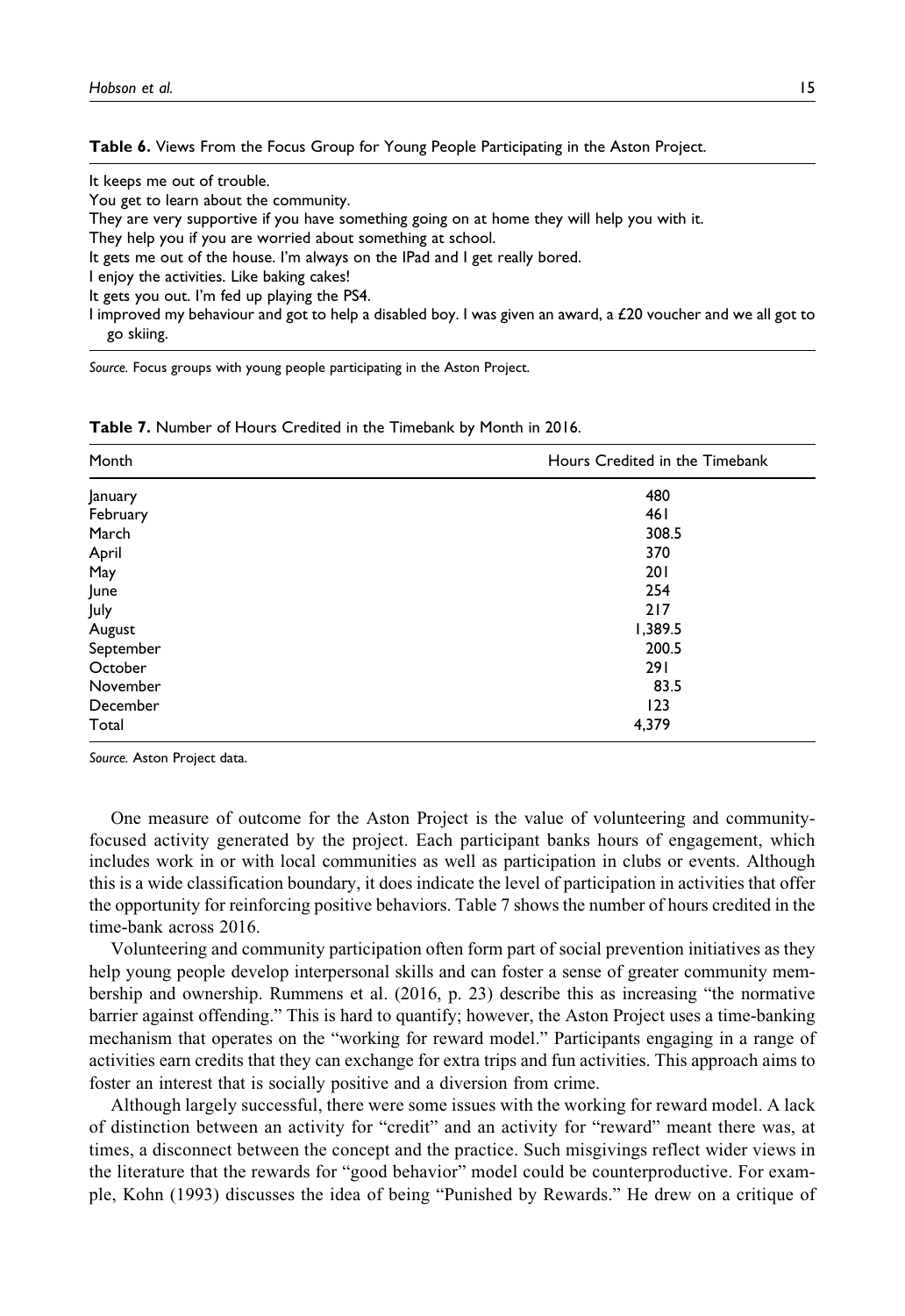**Table 6.** Views From the Focus Group for Young People Participating in the Aston Project.

| |
|---|
| It keeps me out of trouble. |
| You get to learn about the community. |
| They are very supportive if you have something going on at home they will help you with it. |
| They help you if you are worried about something at school. |
| It gets me out of the house. I'm always on the IPad and I get really bored. |
| I enjoy the activities. Like baking cakes! |
| It gets you out. I'm fed up playing the PS4. |
| I improved my behaviour and got to help a disabled boy. I was given an award, a £20 voucher and we all got to go skiing. |

*Source.* Focus groups with young people participating in the Aston Project.

**Table 7.** Number of Hours Credited in the Timebank by Month in 2016.

| Month | Hours Credited in the Timebank |
|---|---|
| January | 480 |
| February | 461 |
| March | 308.5 |
| April | 370 |
| May | 201 |
| June | 254 |
| July | 217 |
| August | 1,389.5 |
| September | 200.5 |
| October | 291 |
| November | 83.5 |
| December | 123 |
| Total | 4,379 |

*Source.* Aston Project data.

One measure of outcome for the Aston Project is the value of volunteering and community-focused activity generated by the project. Each participant banks hours of engagement, which includes work in or with local communities as well as participation in clubs or events. Although this is a wide classification boundary, it does indicate the level of participation in activities that offer the opportunity for reinforcing positive behaviors. Table 7 shows the number of hours credited in the time-bank across 2016.

Volunteering and community participation often form part of social prevention initiatives as they help young people develop interpersonal skills and can foster a sense of greater community membership and ownership. Rummens et al. (2016, p. 23) describe this as increasing "the normative barrier against offending." This is hard to quantify; however, the Aston Project uses a time-banking mechanism that operates on the "working for reward model." Participants engaging in a range of activities earn credits that they can exchange for extra trips and fun activities. This approach aims to foster an interest that is socially positive and a diversion from crime.

Although largely successful, there were some issues with the working for reward model. A lack of distinction between an activity for "credit" and an activity for "reward" meant there was, at times, a disconnect between the concept and the practice. Such misgivings reflect wider views in the literature that the rewards for "good behavior" model could be counterproductive. For example, Kohn (1993) discusses the idea of being "Punished by Rewards." He drew on a critique of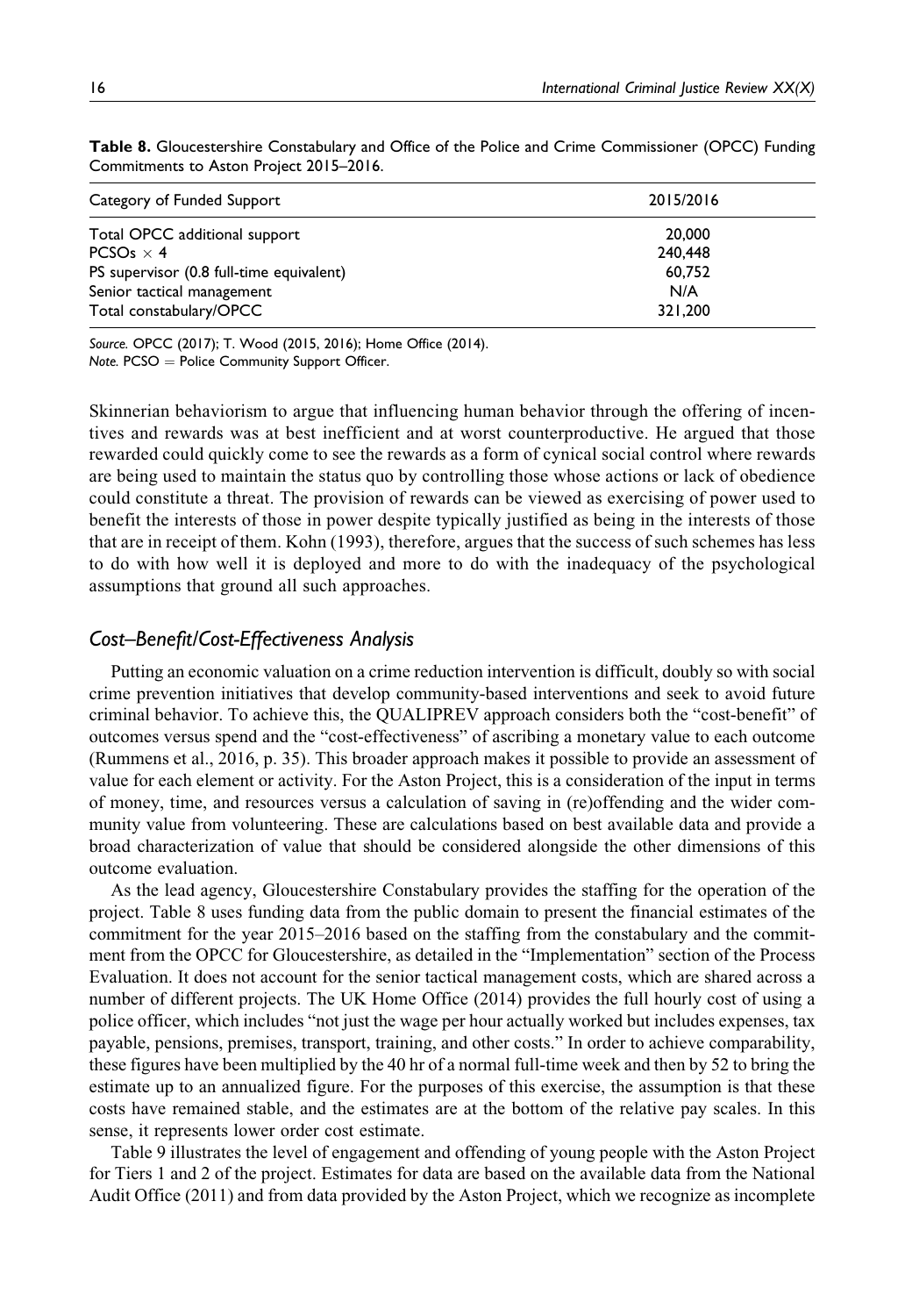**Table 8.** Gloucestershire Constabulary and Office of the Police and Crime Commissioner (OPCC) Funding Commitments to Aston Project 2015–2016.

| Category of Funded Support | 2015/2016 |
|---|---|
| Total OPCC additional support | 20,000 |
| PCSOs × 4 | 240,448 |
| PS supervisor (0.8 full-time equivalent) | 60,752 |
| Senior tactical management | N/A |
| Total constabulary/OPCC | 321,200 |

*Source.* OPCC (2017); T. Wood (2015, 2016); Home Office (2014).
*Note.* PCSO = Police Community Support Officer.

Skinnerian behaviorism to argue that influencing human behavior through the offering of incentives and rewards was at best inefficient and at worst counterproductive. He argued that those rewarded could quickly come to see the rewards as a form of cynical social control where rewards are being used to maintain the status quo by controlling those whose actions or lack of obedience could constitute a threat. The provision of rewards can be viewed as exercising of power used to benefit the interests of those in power despite typically justified as being in the interests of those that are in receipt of them. Kohn (1993), therefore, argues that the success of such schemes has less to do with how well it is deployed and more to do with the inadequacy of the psychological assumptions that ground all such approaches.

### *Cost–Benefit/Cost-Effectiveness Analysis*

Putting an economic valuation on a crime reduction intervention is difficult, doubly so with social crime prevention initiatives that develop community-based interventions and seek to avoid future criminal behavior. To achieve this, the QUALIPREV approach considers both the "cost-benefit" of outcomes versus spend and the "cost-effectiveness" of ascribing a monetary value to each outcome (Rummens et al., 2016, p. 35). This broader approach makes it possible to provide an assessment of value for each element or activity. For the Aston Project, this is a consideration of the input in terms of money, time, and resources versus a calculation of saving in (re)offending and the wider community value from volunteering. These are calculations based on best available data and provide a broad characterization of value that should be considered alongside the other dimensions of this outcome evaluation.

As the lead agency, Gloucestershire Constabulary provides the staffing for the operation of the project. Table 8 uses funding data from the public domain to present the financial estimates of the commitment for the year 2015–2016 based on the staffing from the constabulary and the commitment from the OPCC for Gloucestershire, as detailed in the "Implementation" section of the Process Evaluation. It does not account for the senior tactical management costs, which are shared across a number of different projects. The UK Home Office (2014) provides the full hourly cost of using a police officer, which includes "not just the wage per hour actually worked but includes expenses, tax payable, pensions, premises, transport, training, and other costs." In order to achieve comparability, these figures have been multiplied by the 40 hr of a normal full-time week and then by 52 to bring the estimate up to an annualized figure. For the purposes of this exercise, the assumption is that these costs have remained stable, and the estimates are at the bottom of the relative pay scales. In this sense, it represents lower order cost estimate.

Table 9 illustrates the level of engagement and offending of young people with the Aston Project for Tiers 1 and 2 of the project. Estimates for data are based on the available data from the National Audit Office (2011) and from data provided by the Aston Project, which we recognize as incomplete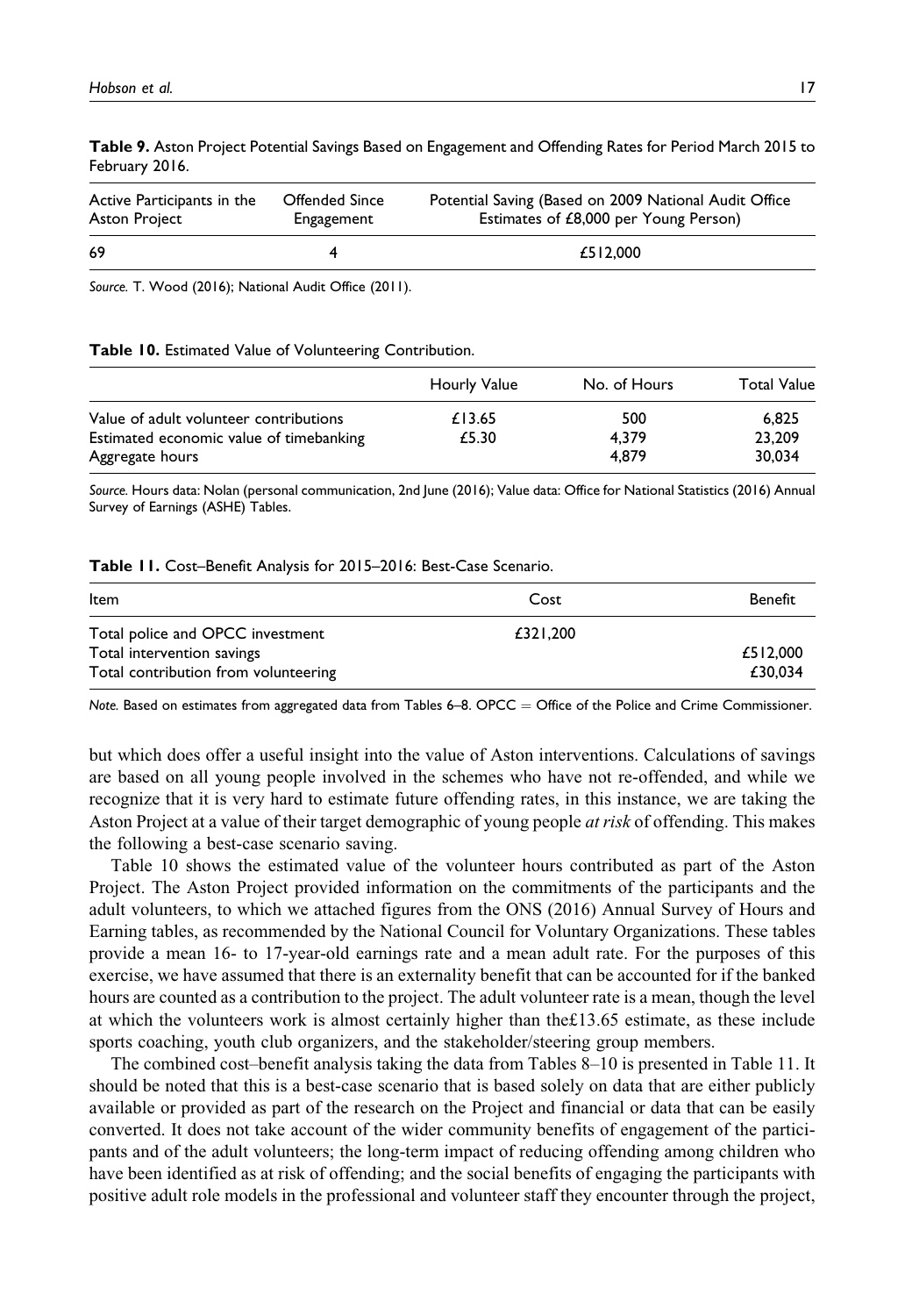**Table 9.** Aston Project Potential Savings Based on Engagement and Offending Rates for Period March 2015 to February 2016.

| Active Participants in the Aston Project | Offended Since Engagement | Potential Saving (Based on 2009 National Audit Office Estimates of £8,000 per Young Person) |
|---|---|---|
| 69 | 4 | £512,000 |

*Source.* T. Wood (2016); National Audit Office (2011).

**Table 10.** Estimated Value of Volunteering Contribution.

| | Hourly Value | No. of Hours | Total Value |
|---|---|---|---|
| Value of adult volunteer contributions | £13.65 | 500 | 6,825 |
| Estimated economic value of timebanking | £5.30 | 4,379 | 23,209 |
| Aggregate hours | | 4,879 | 30,034 |

*Source.* Hours data: Nolan (personal communication, 2nd June (2016); Value data: Office for National Statistics (2016) Annual Survey of Earnings (ASHE) Tables.

**Table 11.** Cost–Benefit Analysis for 2015–2016: Best-Case Scenario.

| Item | Cost | Benefit |
|---|---|---|
| Total police and OPCC investment | £321,200 | |
| Total intervention savings | | £512,000 |
| Total contribution from volunteering | | £30,034 |

*Note.* Based on estimates from aggregated data from Tables 6–8. OPCC = Office of the Police and Crime Commissioner.

but which does offer a useful insight into the value of Aston interventions. Calculations of savings are based on all young people involved in the schemes who have not re-offended, and while we recognize that it is very hard to estimate future offending rates, in this instance, we are taking the Aston Project at a value of their target demographic of young people *at risk* of offending. This makes the following a best-case scenario saving.

Table 10 shows the estimated value of the volunteer hours contributed as part of the Aston Project. The Aston Project provided information on the commitments of the participants and the adult volunteers, to which we attached figures from the ONS (2016) Annual Survey of Hours and Earning tables, as recommended by the National Council for Voluntary Organizations. These tables provide a mean 16- to 17-year-old earnings rate and a mean adult rate. For the purposes of this exercise, we have assumed that there is an externality benefit that can be accounted for if the banked hours are counted as a contribution to the project. The adult volunteer rate is a mean, though the level at which the volunteers work is almost certainly higher than the£13.65 estimate, as these include sports coaching, youth club organizers, and the stakeholder/steering group members.

The combined cost–benefit analysis taking the data from Tables 8–10 is presented in Table 11. It should be noted that this is a best-case scenario that is based solely on data that are either publicly available or provided as part of the research on the Project and financial or data that can be easily converted. It does not take account of the wider community benefits of engagement of the participants and of the adult volunteers; the long-term impact of reducing offending among children who have been identified as at risk of offending; and the social benefits of engaging the participants with positive adult role models in the professional and volunteer staff they encounter through the project,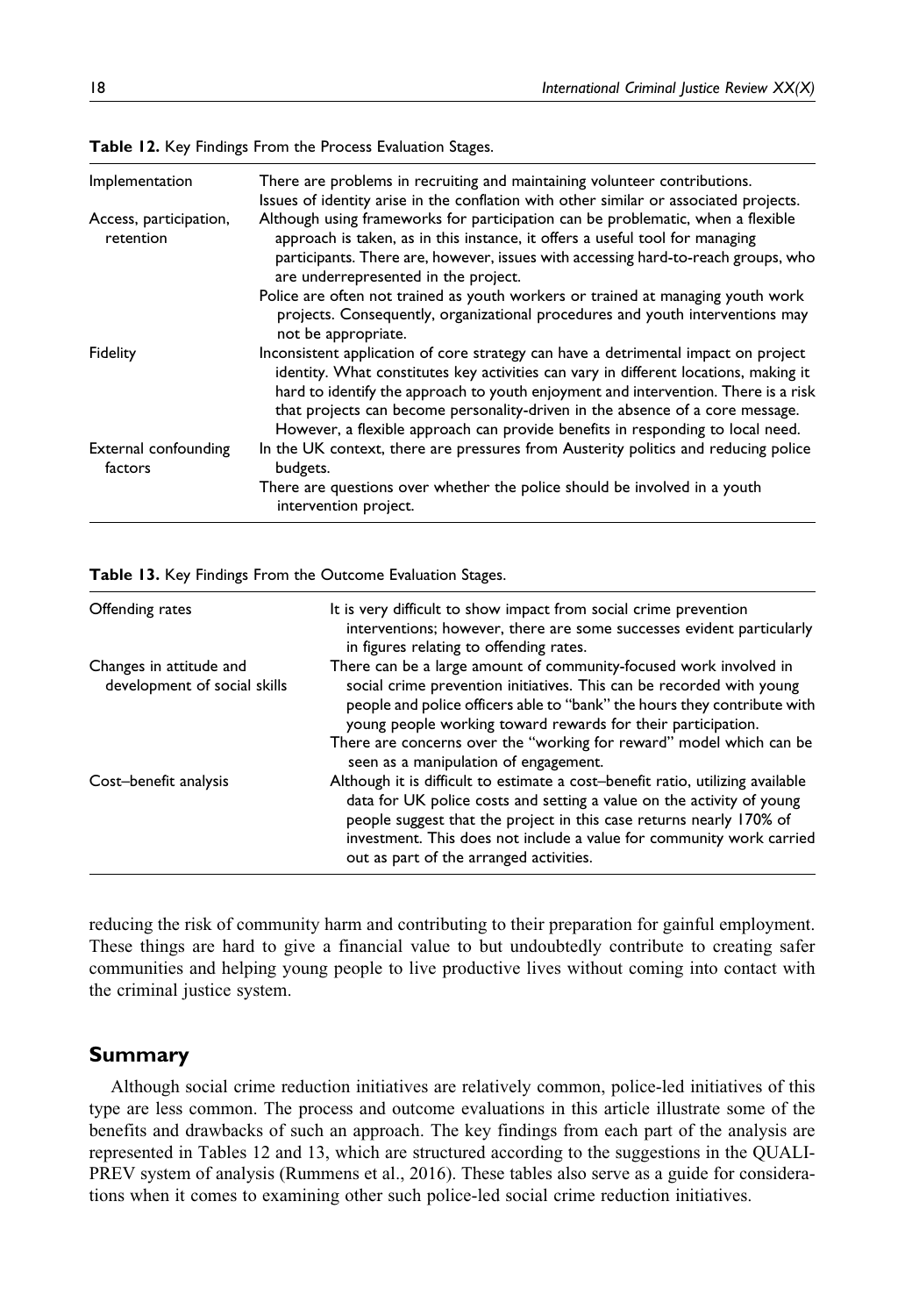**Table 12.** Key Findings From the Process Evaluation Stages.

| | |
|---|---|
| Implementation | There are problems in recruiting and maintaining volunteer contributions.<br>Issues of identity arise in the conflation with other similar or associated projects. |
| Access, participation, retention | Although using frameworks for participation can be problematic, when a flexible approach is taken, as in this instance, it offers a useful tool for managing participants. There are, however, issues with accessing hard-to-reach groups, who are underrepresented in the project.<br>Police are often not trained as youth workers or trained at managing youth work projects. Consequently, organizational procedures and youth interventions may not be appropriate. |
| Fidelity | Inconsistent application of core strategy can have a detrimental impact on project identity. What constitutes key activities can vary in different locations, making it hard to identify the approach to youth enjoyment and intervention. There is a risk that projects can become personality-driven in the absence of a core message. However, a flexible approach can provide benefits in responding to local need. |
| External confounding factors | In the UK context, there are pressures from Austerity politics and reducing police budgets.<br>There are questions over whether the police should be involved in a youth intervention project. |

**Table 13.** Key Findings From the Outcome Evaluation Stages.

| | |
|---|---|
| Offending rates | It is very difficult to show impact from social crime prevention interventions; however, there are some successes evident particularly in figures relating to offending rates. |
| Changes in attitude and development of social skills | There can be a large amount of community-focused work involved in social crime prevention initiatives. This can be recorded with young people and police officers able to "bank" the hours they contribute with young people working toward rewards for their participation.<br>There are concerns over the "working for reward" model which can be seen as a manipulation of engagement. |
| Cost–benefit analysis | Although it is difficult to estimate a cost–benefit ratio, utilizing available data for UK police costs and setting a value on the activity of young people suggest that the project in this case returns nearly 170% of investment. This does not include a value for community work carried out as part of the arranged activities. |

reducing the risk of community harm and contributing to their preparation for gainful employment. These things are hard to give a financial value to but undoubtedly contribute to creating safer communities and helping young people to live productive lives without coming into contact with the criminal justice system.

## Summary

Although social crime reduction initiatives are relatively common, police-led initiatives of this type are less common. The process and outcome evaluations in this article illustrate some of the benefits and drawbacks of such an approach. The key findings from each part of the analysis are represented in Tables 12 and 13, which are structured according to the suggestions in the QUALI-PREV system of analysis (Rummens et al., 2016). These tables also serve as a guide for considerations when it comes to examining other such police-led social crime reduction initiatives.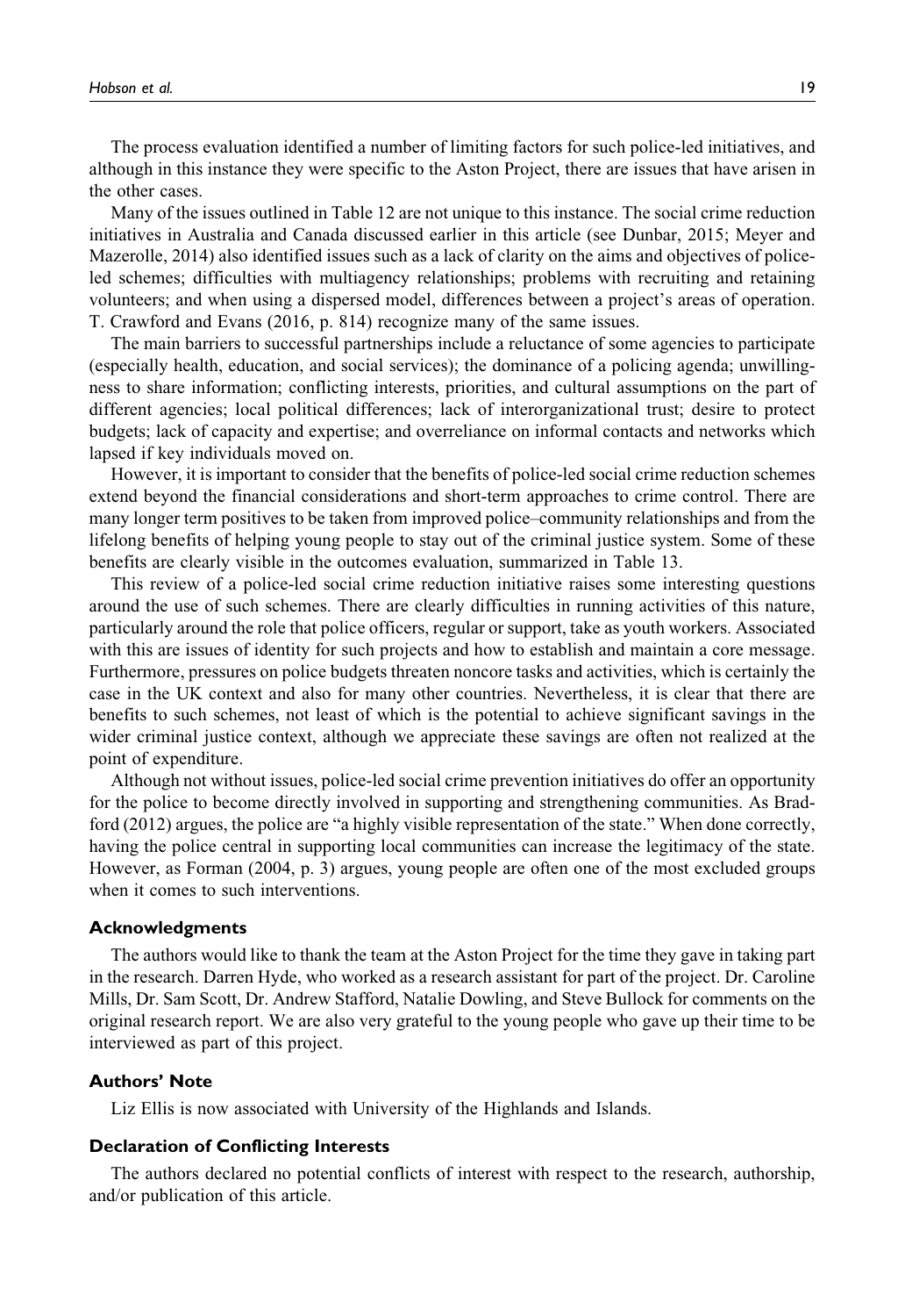The process evaluation identified a number of limiting factors for such police-led initiatives, and although in this instance they were specific to the Aston Project, there are issues that have arisen in the other cases.

Many of the issues outlined in Table 12 are not unique to this instance. The social crime reduction initiatives in Australia and Canada discussed earlier in this article (see Dunbar, 2015; Meyer and Mazerolle, 2014) also identified issues such as a lack of clarity on the aims and objectives of police-led schemes; difficulties with multiagency relationships; problems with recruiting and retaining volunteers; and when using a dispersed model, differences between a project's areas of operation. T. Crawford and Evans (2016, p. 814) recognize many of the same issues.

The main barriers to successful partnerships include a reluctance of some agencies to participate (especially health, education, and social services); the dominance of a policing agenda; unwillingness to share information; conflicting interests, priorities, and cultural assumptions on the part of different agencies; local political differences; lack of interorganizational trust; desire to protect budgets; lack of capacity and expertise; and overreliance on informal contacts and networks which lapsed if key individuals moved on.

However, it is important to consider that the benefits of police-led social crime reduction schemes extend beyond the financial considerations and short-term approaches to crime control. There are many longer term positives to be taken from improved police–community relationships and from the lifelong benefits of helping young people to stay out of the criminal justice system. Some of these benefits are clearly visible in the outcomes evaluation, summarized in Table 13.

This review of a police-led social crime reduction initiative raises some interesting questions around the use of such schemes. There are clearly difficulties in running activities of this nature, particularly around the role that police officers, regular or support, take as youth workers. Associated with this are issues of identity for such projects and how to establish and maintain a core message. Furthermore, pressures on police budgets threaten noncore tasks and activities, which is certainly the case in the UK context and also for many other countries. Nevertheless, it is clear that there are benefits to such schemes, not least of which is the potential to achieve significant savings in the wider criminal justice context, although we appreciate these savings are often not realized at the point of expenditure.

Although not without issues, police-led social crime prevention initiatives do offer an opportunity for the police to become directly involved in supporting and strengthening communities. As Bradford (2012) argues, the police are "a highly visible representation of the state." When done correctly, having the police central in supporting local communities can increase the legitimacy of the state. However, as Forman (2004, p. 3) argues, young people are often one of the most excluded groups when it comes to such interventions.

### Acknowledgments

The authors would like to thank the team at the Aston Project for the time they gave in taking part in the research. Darren Hyde, who worked as a research assistant for part of the project. Dr. Caroline Mills, Dr. Sam Scott, Dr. Andrew Stafford, Natalie Dowling, and Steve Bullock for comments on the original research report. We are also very grateful to the young people who gave up their time to be interviewed as part of this project.

### Authors' Note

Liz Ellis is now associated with University of the Highlands and Islands.

### Declaration of Conflicting Interests

The authors declared no potential conflicts of interest with respect to the research, authorship, and/or publication of this article.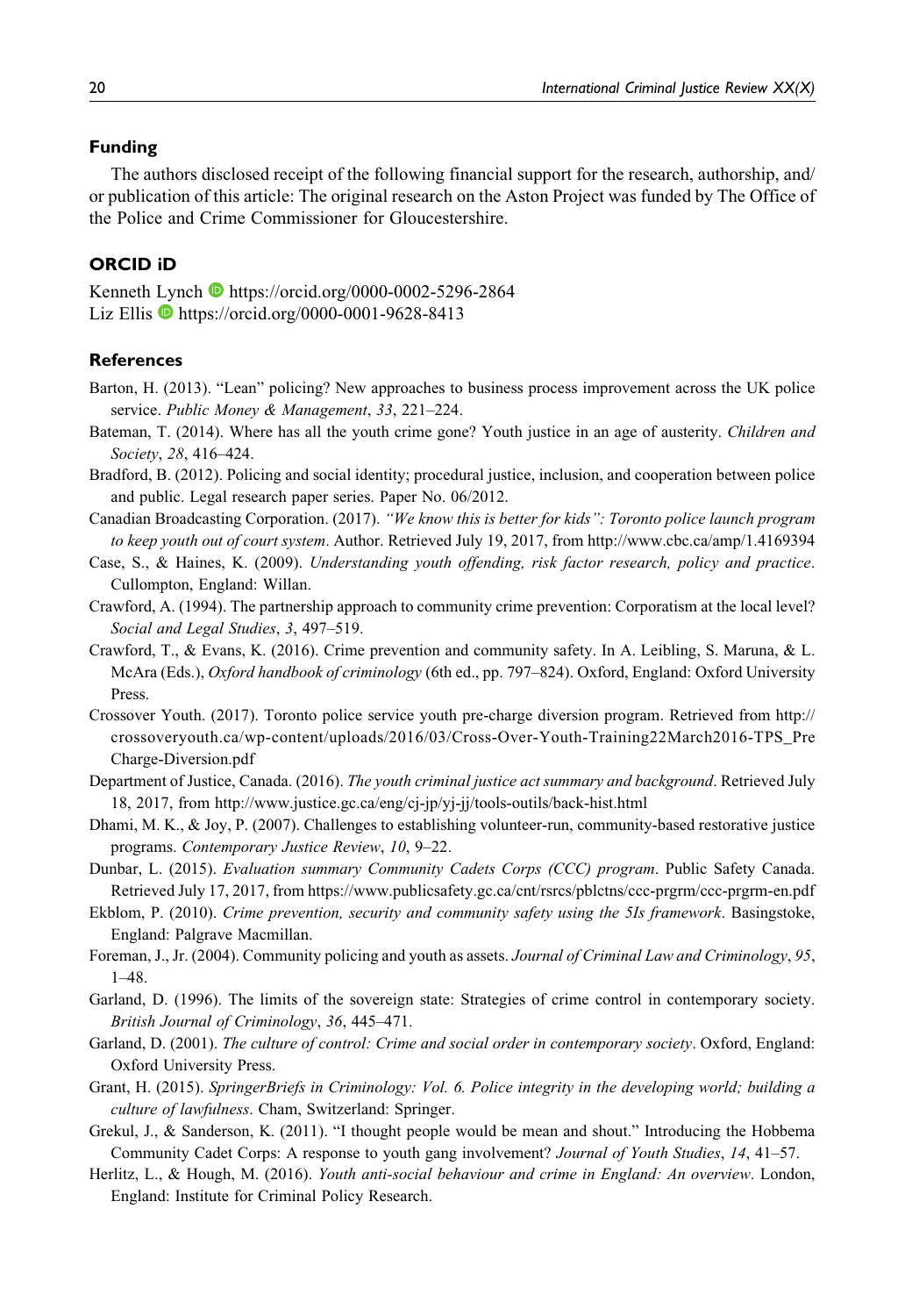## Funding

The authors disclosed receipt of the following financial support for the research, authorship, and/or publication of this article: The original research on the Aston Project was funded by The Office of the Police and Crime Commissioner for Gloucestershire.

## ORCID iD

Kenneth Lynch https://orcid.org/0000-0002-5296-2864
Liz Ellis https://orcid.org/0000-0001-9628-8413

## References

Barton, H. (2013). "Lean" policing? New approaches to business process improvement across the UK police service. *Public Money & Management*, *33*, 221–224.

Bateman, T. (2014). Where has all the youth crime gone? Youth justice in an age of austerity. *Children and Society*, *28*, 416–424.

Bradford, B. (2012). Policing and social identity; procedural justice, inclusion, and cooperation between police and public. Legal research paper series. Paper No. 06/2012.

Canadian Broadcasting Corporation. (2017). *"We know this is better for kids": Toronto police launch program to keep youth out of court system*. Author. Retrieved July 19, 2017, from http://www.cbc.ca/amp/1.4169394

Case, S., & Haines, K. (2009). *Understanding youth offending, risk factor research, policy and practice*. Cullompton, England: Willan.

Crawford, A. (1994). The partnership approach to community crime prevention: Corporatism at the local level? *Social and Legal Studies*, *3*, 497–519.

Crawford, T., & Evans, K. (2016). Crime prevention and community safety. In A. Leibling, S. Maruna, & L. McAra (Eds.), *Oxford handbook of criminology* (6th ed., pp. 797–824). Oxford, England: Oxford University Press.

Crossover Youth. (2017). Toronto police service youth pre-charge diversion program. Retrieved from http://crossoveryouth.ca/wp-content/uploads/2016/03/Cross-Over-Youth-Training22March2016-TPS_PreCharge-Diversion.pdf

Department of Justice, Canada. (2016). *The youth criminal justice act summary and background*. Retrieved July 18, 2017, from http://www.justice.gc.ca/eng/cj-jp/yj-jj/tools-outils/back-hist.html

Dhami, M. K., & Joy, P. (2007). Challenges to establishing volunteer-run, community-based restorative justice programs. *Contemporary Justice Review*, *10*, 9–22.

Dunbar, L. (2015). *Evaluation summary Community Cadets Corps (CCC) program*. Public Safety Canada. Retrieved July 17, 2017, from https://www.publicsafety.gc.ca/cnt/rsrcs/pblctns/ccc-prgrm/ccc-prgrm-en.pdf

Ekblom, P. (2010). *Crime prevention, security and community safety using the 5Is framework*. Basingstoke, England: Palgrave Macmillan.

Foreman, J., Jr. (2004). Community policing and youth as assets. *Journal of Criminal Law and Criminology*, *95*, 1–48.

Garland, D. (1996). The limits of the sovereign state: Strategies of crime control in contemporary society. *British Journal of Criminology*, *36*, 445–471.

Garland, D. (2001). *The culture of control: Crime and social order in contemporary society*. Oxford, England: Oxford University Press.

Grant, H. (2015). *SpringerBriefs in Criminology: Vol. 6. Police integrity in the developing world; building a culture of lawfulness*. Cham, Switzerland: Springer.

Grekul, J., & Sanderson, K. (2011). "I thought people would be mean and shout." Introducing the Hobbema Community Cadet Corps: A response to youth gang involvement? *Journal of Youth Studies*, *14*, 41–57.

Herlitz, L., & Hough, M. (2016). *Youth anti-social behaviour and crime in England: An overview*. London, England: Institute for Criminal Policy Research.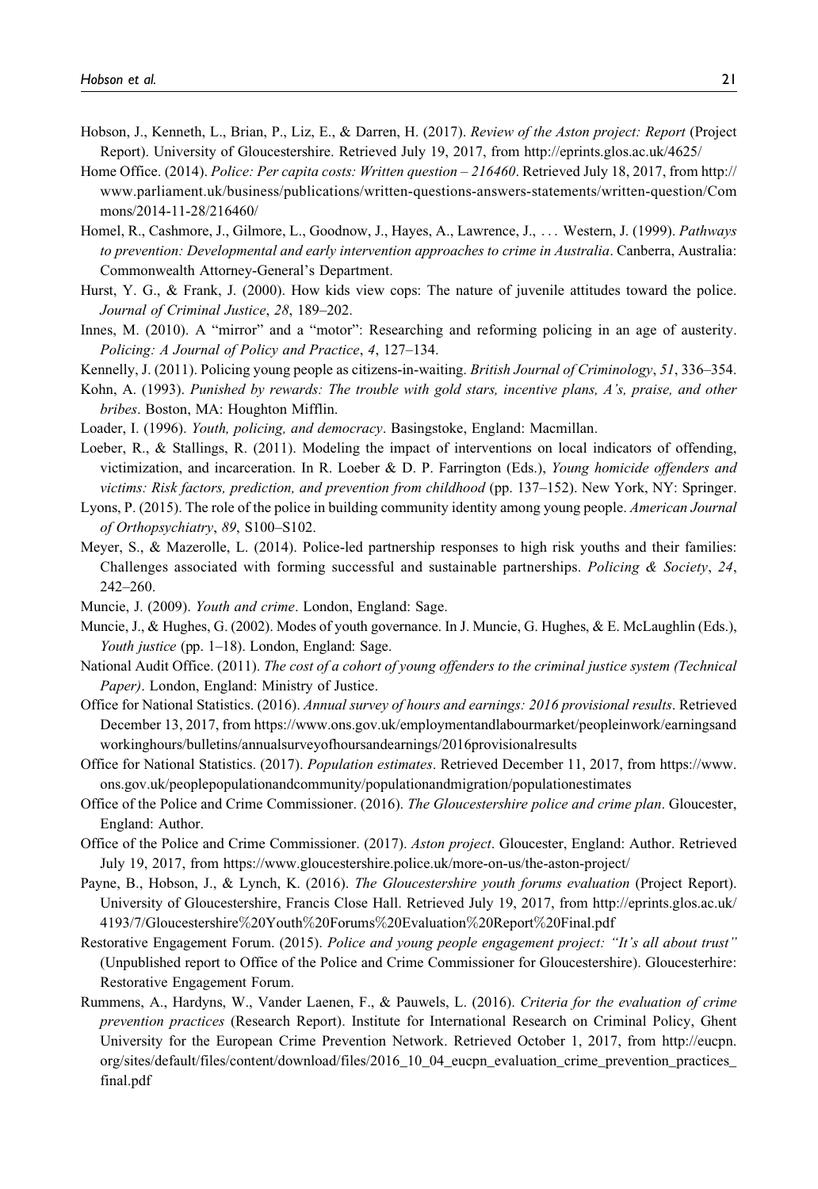Hobson, J., Kenneth, L., Brian, P., Liz, E., & Darren, H. (2017). *Review of the Aston project: Report* (Project Report). University of Gloucestershire. Retrieved July 19, 2017, from http://eprints.glos.ac.uk/4625/

Home Office. (2014). *Police: Per capita costs: Written question – 216460*. Retrieved July 18, 2017, from http://www.parliament.uk/business/publications/written-questions-answers-statements/written-question/Commons/2014-11-28/216460/

Homel, R., Cashmore, J., Gilmore, L., Goodnow, J., Hayes, A., Lawrence, J., … Western, J. (1999). *Pathways to prevention: Developmental and early intervention approaches to crime in Australia*. Canberra, Australia: Commonwealth Attorney-General's Department.

Hurst, Y. G., & Frank, J. (2000). How kids view cops: The nature of juvenile attitudes toward the police. *Journal of Criminal Justice*, *28*, 189–202.

Innes, M. (2010). A "mirror" and a "motor": Researching and reforming policing in an age of austerity. *Policing: A Journal of Policy and Practice*, *4*, 127–134.

Kennelly, J. (2011). Policing young people as citizens-in-waiting. *British Journal of Criminology*, *51*, 336–354.

Kohn, A. (1993). *Punished by rewards: The trouble with gold stars, incentive plans, A's, praise, and other bribes*. Boston, MA: Houghton Mifflin.

Loader, I. (1996). *Youth, policing, and democracy*. Basingstoke, England: Macmillan.

Loeber, R., & Stallings, R. (2011). Modeling the impact of interventions on local indicators of offending, victimization, and incarceration. In R. Loeber & D. P. Farrington (Eds.), *Young homicide offenders and victims: Risk factors, prediction, and prevention from childhood* (pp. 137–152). New York, NY: Springer.

Lyons, P. (2015). The role of the police in building community identity among young people. *American Journal of Orthopsychiatry*, *89*, S100–S102.

Meyer, S., & Mazerolle, L. (2014). Police-led partnership responses to high risk youths and their families: Challenges associated with forming successful and sustainable partnerships. *Policing & Society*, *24*, 242–260.

Muncie, J. (2009). *Youth and crime*. London, England: Sage.

Muncie, J., & Hughes, G. (2002). Modes of youth governance. In J. Muncie, G. Hughes, & E. McLaughlin (Eds.), *Youth justice* (pp. 1–18). London, England: Sage.

National Audit Office. (2011). *The cost of a cohort of young offenders to the criminal justice system (Technical Paper)*. London, England: Ministry of Justice.

Office for National Statistics. (2016). *Annual survey of hours and earnings: 2016 provisional results*. Retrieved December 13, 2017, from https://www.ons.gov.uk/employmentandlabourmarket/peopleinwork/earningsandworkinghours/bulletins/annualsurveyofhoursandearnings/2016provisionalresults

Office for National Statistics. (2017). *Population estimates*. Retrieved December 11, 2017, from https://www.ons.gov.uk/peoplepopulationandcommunity/populationandmigration/populationestimates

Office of the Police and Crime Commissioner. (2016). *The Gloucestershire police and crime plan*. Gloucester, England: Author.

Office of the Police and Crime Commissioner. (2017). *Aston project*. Gloucester, England: Author. Retrieved July 19, 2017, from https://www.gloucestershire.police.uk/more-on-us/the-aston-project/

Payne, B., Hobson, J., & Lynch, K. (2016). *The Gloucestershire youth forums evaluation* (Project Report). University of Gloucestershire, Francis Close Hall. Retrieved July 19, 2017, from http://eprints.glos.ac.uk/4193/7/Gloucestershire%20Youth%20Forums%20Evaluation%20Report%20Final.pdf

Restorative Engagement Forum. (2015). *Police and young people engagement project: "It's all about trust"* (Unpublished report to Office of the Police and Crime Commissioner for Gloucestershire). Gloucesterhire: Restorative Engagement Forum.

Rummens, A., Hardyns, W., Vander Laenen, F., & Pauwels, L. (2016). *Criteria for the evaluation of crime prevention practices* (Research Report). Institute for International Research on Criminal Policy, Ghent University for the European Crime Prevention Network. Retrieved October 1, 2017, from http://eucpn.org/sites/default/files/content/download/files/2016_10_04_eucpn_evaluation_crime_prevention_practices_final.pdf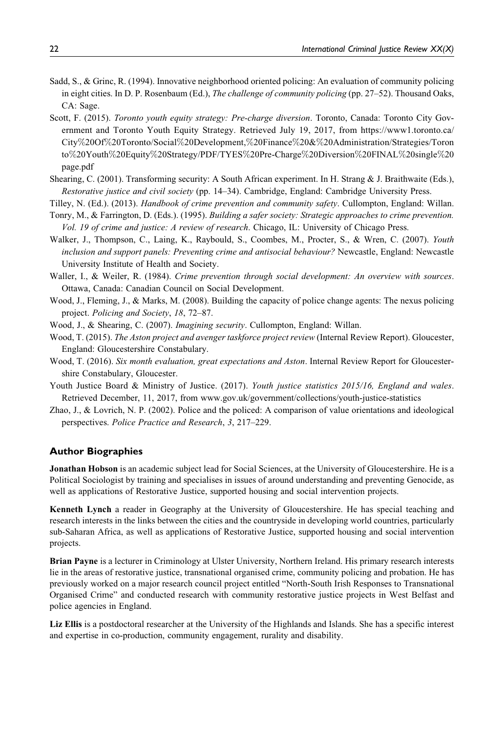Sadd, S., & Grinc, R. (1994). Innovative neighborhood oriented policing: An evaluation of community policing in eight cities. In D. P. Rosenbaum (Ed.), *The challenge of community policing* (pp. 27–52). Thousand Oaks, CA: Sage.

Scott, F. (2015). *Toronto youth equity strategy: Pre-charge diversion*. Toronto, Canada: Toronto City Government and Toronto Youth Equity Strategy. Retrieved July 19, 2017, from https://www1.toronto.ca/City%20Of%20Toronto/Social%20Development,%20Finance%20&%20Administration/Strategies/Toronto%20Youth%20Equity%20Strategy/PDF/TYES%20Pre-Charge%20Diversion%20FINAL%20single%20page.pdf

Shearing, C. (2001). Transforming security: A South African experiment. In H. Strang & J. Braithwaite (Eds.), *Restorative justice and civil society* (pp. 14–34). Cambridge, England: Cambridge University Press.

Tilley, N. (Ed.). (2013). *Handbook of crime prevention and community safety*. Cullompton, England: Willan.

Tonry, M., & Farrington, D. (Eds.). (1995). *Building a safer society: Strategic approaches to crime prevention. Vol. 19 of crime and justice: A review of research*. Chicago, IL: University of Chicago Press.

Walker, J., Thompson, C., Laing, K., Raybould, S., Coombes, M., Procter, S., & Wren, C. (2007). *Youth inclusion and support panels: Preventing crime and antisocial behaviour?* Newcastle, England: Newcastle University Institute of Health and Society.

Waller, I., & Weiler, R. (1984). *Crime prevention through social development: An overview with sources*. Ottawa, Canada: Canadian Council on Social Development.

Wood, J., Fleming, J., & Marks, M. (2008). Building the capacity of police change agents: The nexus policing project. *Policing and Society*, *18*, 72–87.

Wood, J., & Shearing, C. (2007). *Imagining security*. Cullompton, England: Willan.

Wood, T. (2015). *The Aston project and avenger taskforce project review* (Internal Review Report). Gloucester, England: Gloucestershire Constabulary.

Wood, T. (2016). *Six month evaluation, great expectations and Aston*. Internal Review Report for Gloucestershire Constabulary, Gloucester.

Youth Justice Board & Ministry of Justice. (2017). *Youth justice statistics 2015/16, England and wales*. Retrieved December, 11, 2017, from www.gov.uk/government/collections/youth-justice-statistics

Zhao, J., & Lovrich, N. P. (2002). Police and the policed: A comparison of value orientations and ideological perspectives. *Police Practice and Research*, *3*, 217–229.

## Author Biographies

**Jonathan Hobson** is an academic subject lead for Social Sciences, at the University of Gloucestershire. He is a Political Sociologist by training and specialises in issues of around understanding and preventing Genocide, as well as applications of Restorative Justice, supported housing and social intervention projects.

**Kenneth Lynch** a reader in Geography at the University of Gloucestershire. He has special teaching and research interests in the links between the cities and the countryside in developing world countries, particularly sub-Saharan Africa, as well as applications of Restorative Justice, supported housing and social intervention projects.

**Brian Payne** is a lecturer in Criminology at Ulster University, Northern Ireland. His primary research interests lie in the areas of restorative justice, transnational organised crime, community policing and probation. He has previously worked on a major research council project entitled "North-South Irish Responses to Transnational Organised Crime" and conducted research with community restorative justice projects in West Belfast and police agencies in England.

**Liz Ellis** is a postdoctoral researcher at the University of the Highlands and Islands. She has a specific interest and expertise in co-production, community engagement, rurality and disability.